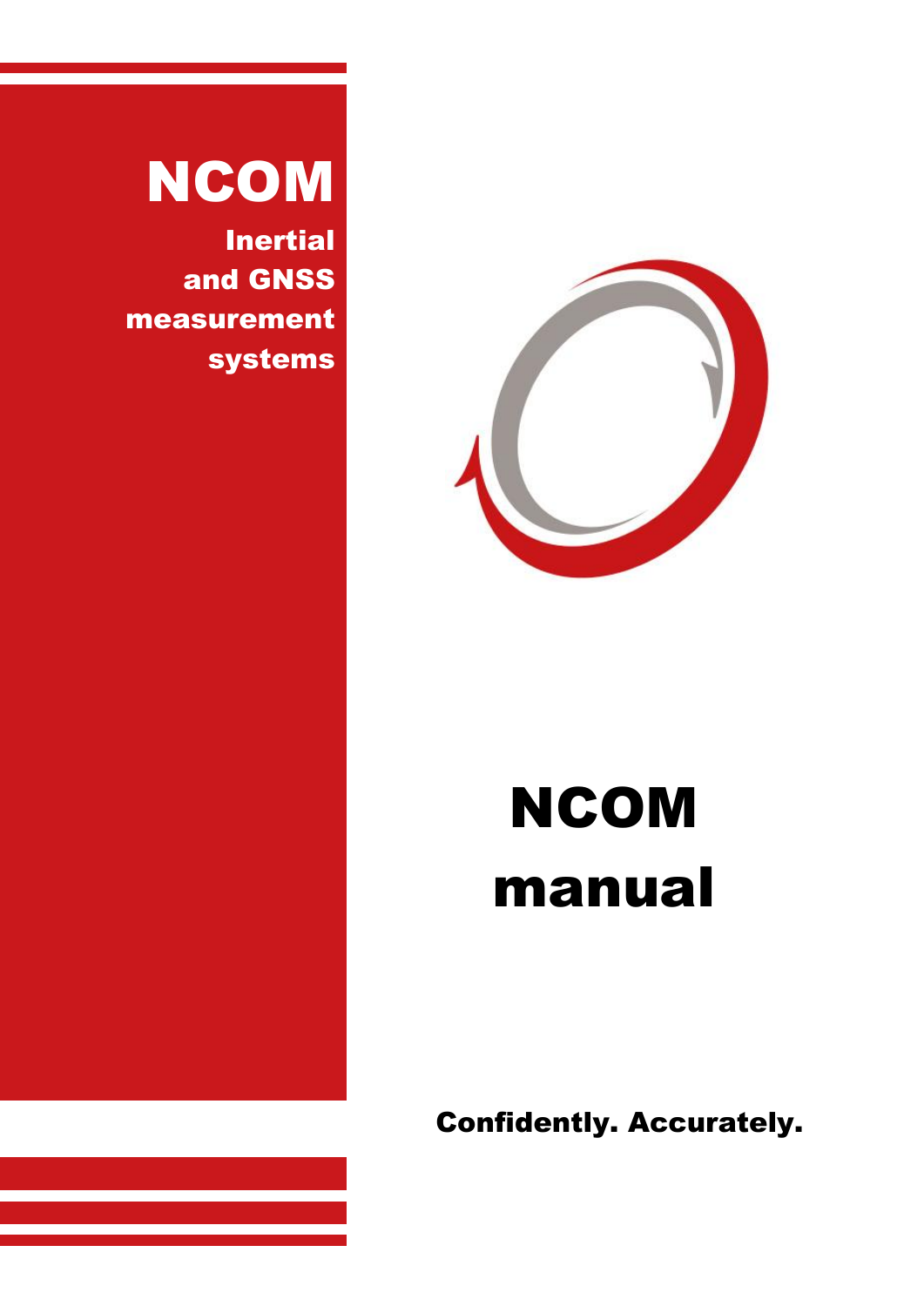# NCOM

**Inertial and GNSS measurement systems**

# NCOM manual

**Confidently. Accurately.**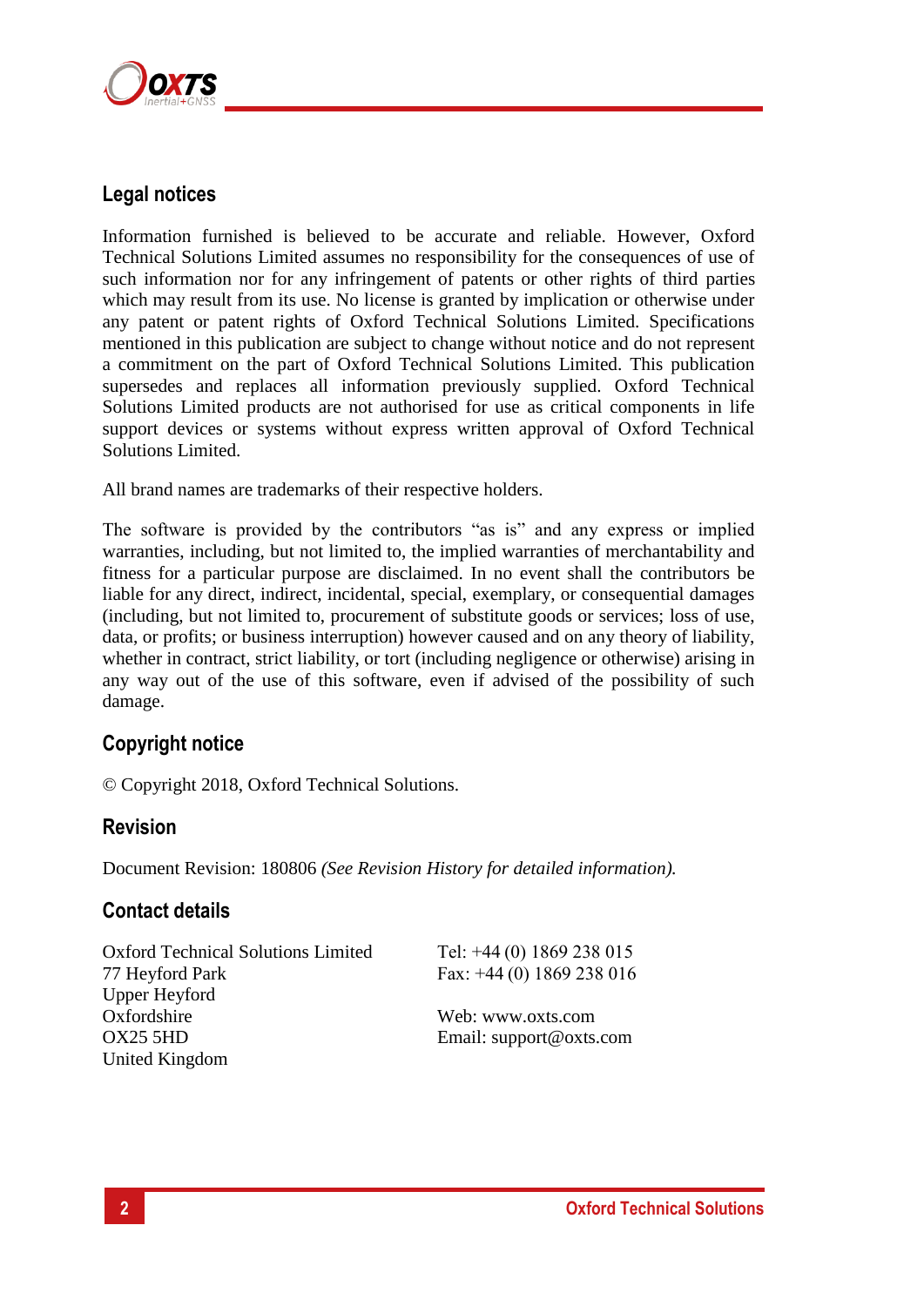## Legal notices

Information furnished is believed to be accurate and reliable. However, Oxford Technical Solutions Limited assumes no responsibility for the consequences of use of such information nor for any infringement of patents or other rights of third parties which may result from its use. No license is granted by implication or otherwise under any patent or patent rights of Oxford Technical Solutions Limited. Specifications mentioned in this publication are subject to change without notice and do not represent a commitment on the part of Oxford Technical Solutions Limited. This publication supersedes and replaces all information previously supplied. Oxford Technical Solutions Limited products are not authorised for use as critical components in life support devices or systems without express written approval of Oxford Technical Solutions Limited.

All brand names are trademarks of their respective holders.

The software is provided by the contributors "as is" and any express or implied warranties, including, but not limited to, the implied warranties of merchantability and fitness for a particular purpose are disclaimed. In no event shall the contributors be liable for any direct, indirect, incidental, special, exemplary, or consequential damages (including, but not limited to, procurement of substitute goods or services; loss of use, data, or profits; or business interruption) however caused and on any theory of liability, whether in contract, strict liability, or tort (including negligence or otherwise) arising in any way out of the use of this software, even if advised of the possibility of such damage.

## Copyright notice

© Copyright 2018, Oxford Technical Solutions.

## Revision

Document Revision: 180806 *(See Revision History for detailed information).*

## Contact details

Oxford Technical Solutions Limited
77 Heyford Park
Upper Heyford
Oxfordshire
OX25 5HD
United Kingdom

Tel: +44 (0) 1869 238 015
Fax: +44 (0) 1869 238 016

Web: www.oxts.com
Email: support@oxts.com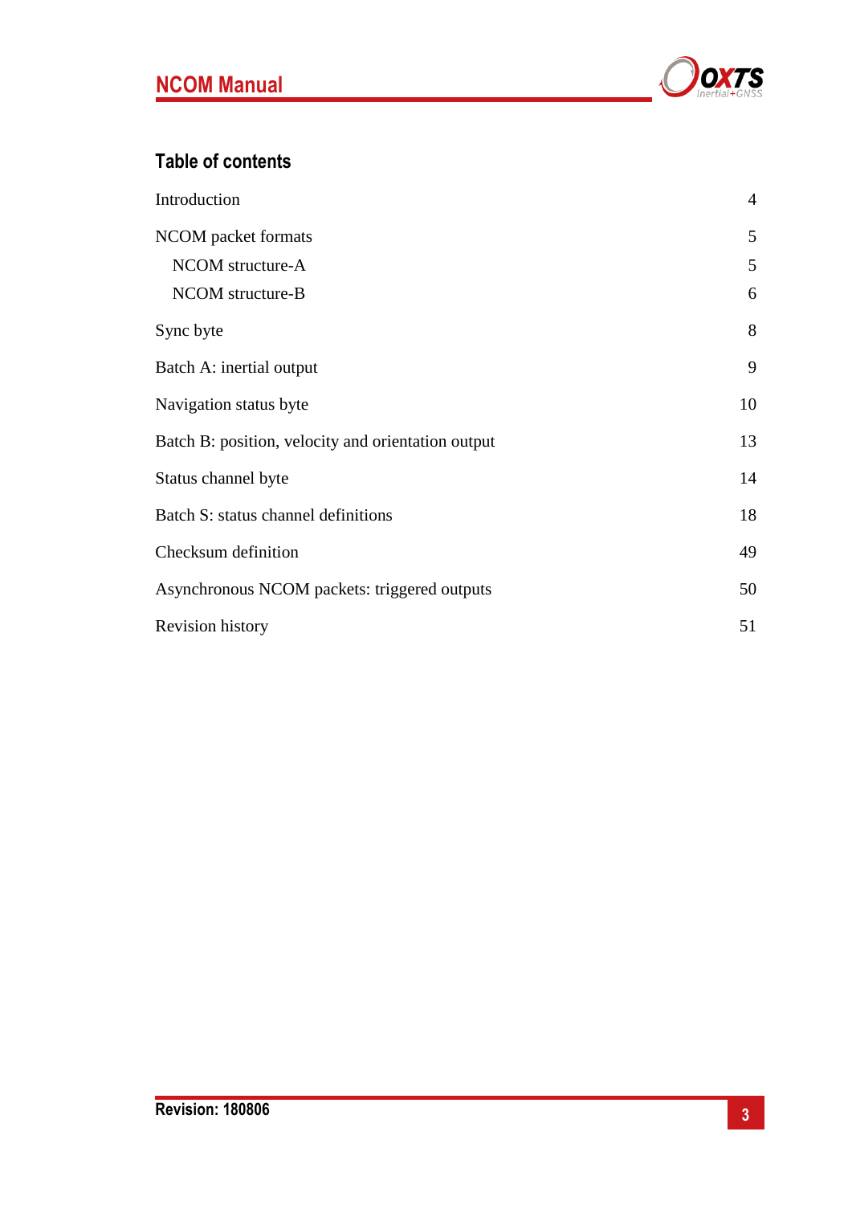## Table of contents

| | |
|---|---|
| Introduction | 4 |
| NCOM packet formats | 5 |
| NCOM structure-A | 5 |
| NCOM structure-B | 6 |
| Sync byte | 8 |
| Batch A: inertial output | 9 |
| Navigation status byte | 10 |
| Batch B: position, velocity and orientation output | 13 |
| Status channel byte | 14 |
| Batch S: status channel definitions | 18 |
| Checksum definition | 49 |
| Asynchronous NCOM packets: triggered outputs | 50 |
| Revision history | 51 |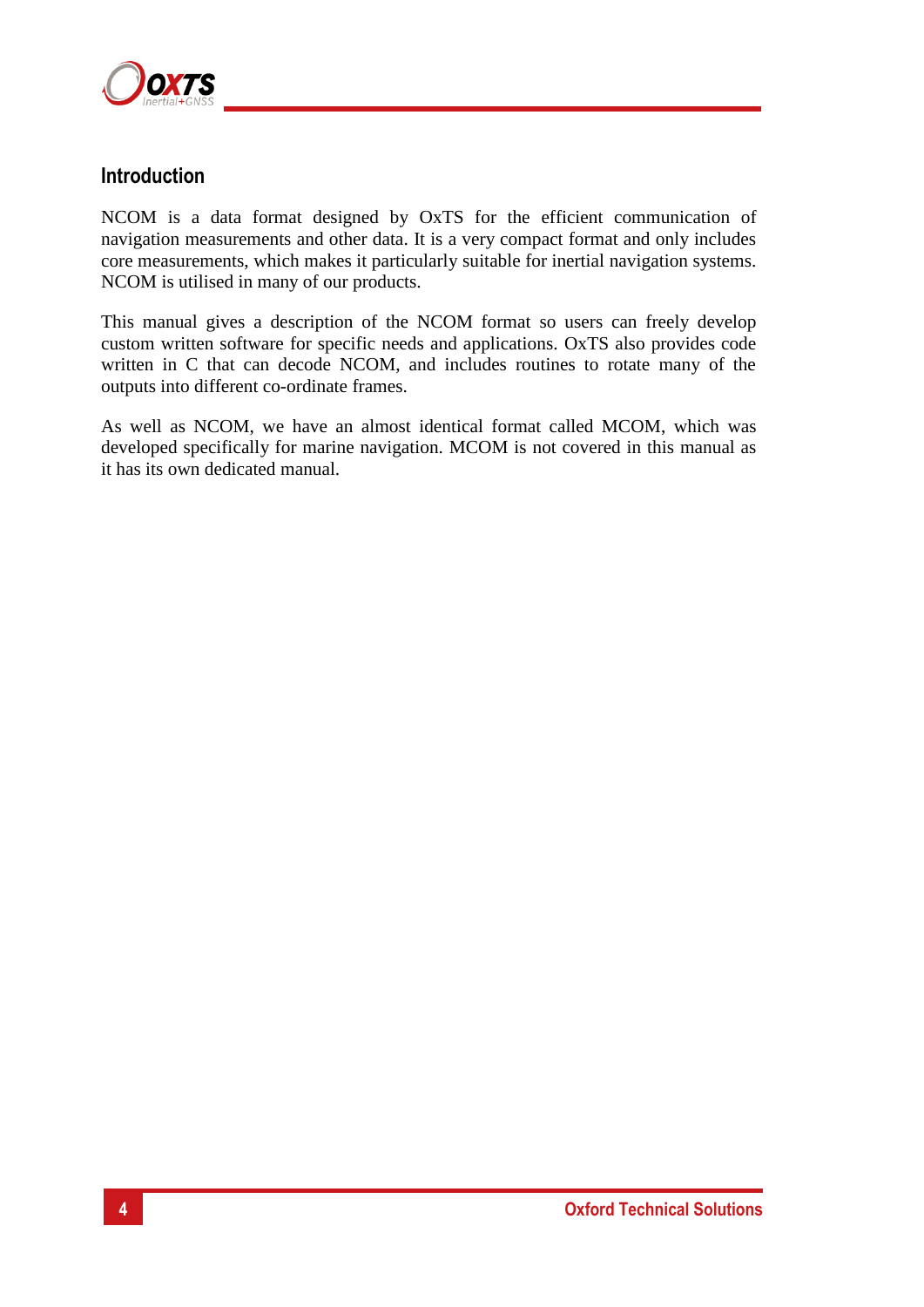# Introduction

NCOM is a data format designed by OxTS for the efficient communication of navigation measurements and other data. It is a very compact format and only includes core measurements, which makes it particularly suitable for inertial navigation systems. NCOM is utilised in many of our products.

This manual gives a description of the NCOM format so users can freely develop custom written software for specific needs and applications. OxTS also provides code written in C that can decode NCOM, and includes routines to rotate many of the outputs into different co-ordinate frames.

As well as NCOM, we have an almost identical format called MCOM, which was developed specifically for marine navigation. MCOM is not covered in this manual as it has its own dedicated manual.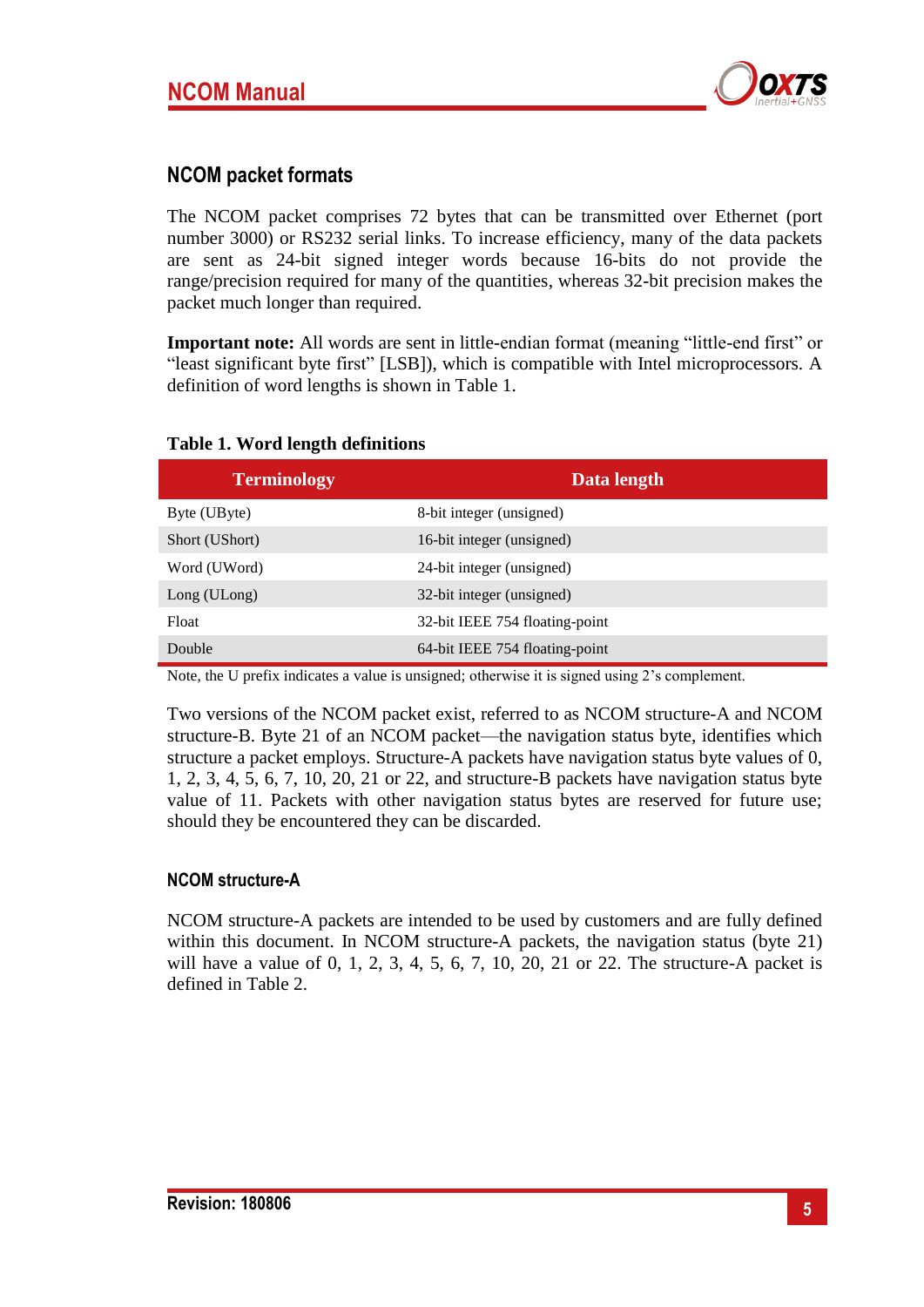## NCOM packet formats

The NCOM packet comprises 72 bytes that can be transmitted over Ethernet (port number 3000) or RS232 serial links. To increase efficiency, many of the data packets are sent as 24-bit signed integer words because 16-bits do not provide the range/precision required for many of the quantities, whereas 32-bit precision makes the packet much longer than required.

**Important note:** All words are sent in little-endian format (meaning "little-end first" or "least significant byte first" [LSB]), which is compatible with Intel microprocessors. A definition of word lengths is shown in Table 1.

**Table 1. Word length definitions**

| Terminology | Data length |
|---|---|
| Byte (UByte) | 8-bit integer (unsigned) |
| Short (UShort) | 16-bit integer (unsigned) |
| Word (UWord) | 24-bit integer (unsigned) |
| Long (ULong) | 32-bit integer (unsigned) |
| Float | 32-bit IEEE 754 floating-point |
| Double | 64-bit IEEE 754 floating-point |

Note, the U prefix indicates a value is unsigned; otherwise it is signed using 2's complement.

Two versions of the NCOM packet exist, referred to as NCOM structure-A and NCOM structure-B. Byte 21 of an NCOM packet—the navigation status byte, identifies which structure a packet employs. Structure-A packets have navigation status byte values of 0, 1, 2, 3, 4, 5, 6, 7, 10, 20, 21 or 22, and structure-B packets have navigation status byte value of 11. Packets with other navigation status bytes are reserved for future use; should they be encountered they can be discarded.

### NCOM structure-A

NCOM structure-A packets are intended to be used by customers and are fully defined within this document. In NCOM structure-A packets, the navigation status (byte 21) will have a value of 0, 1, 2, 3, 4, 5, 6, 7, 10, 20, 21 or 22. The structure-A packet is defined in Table 2.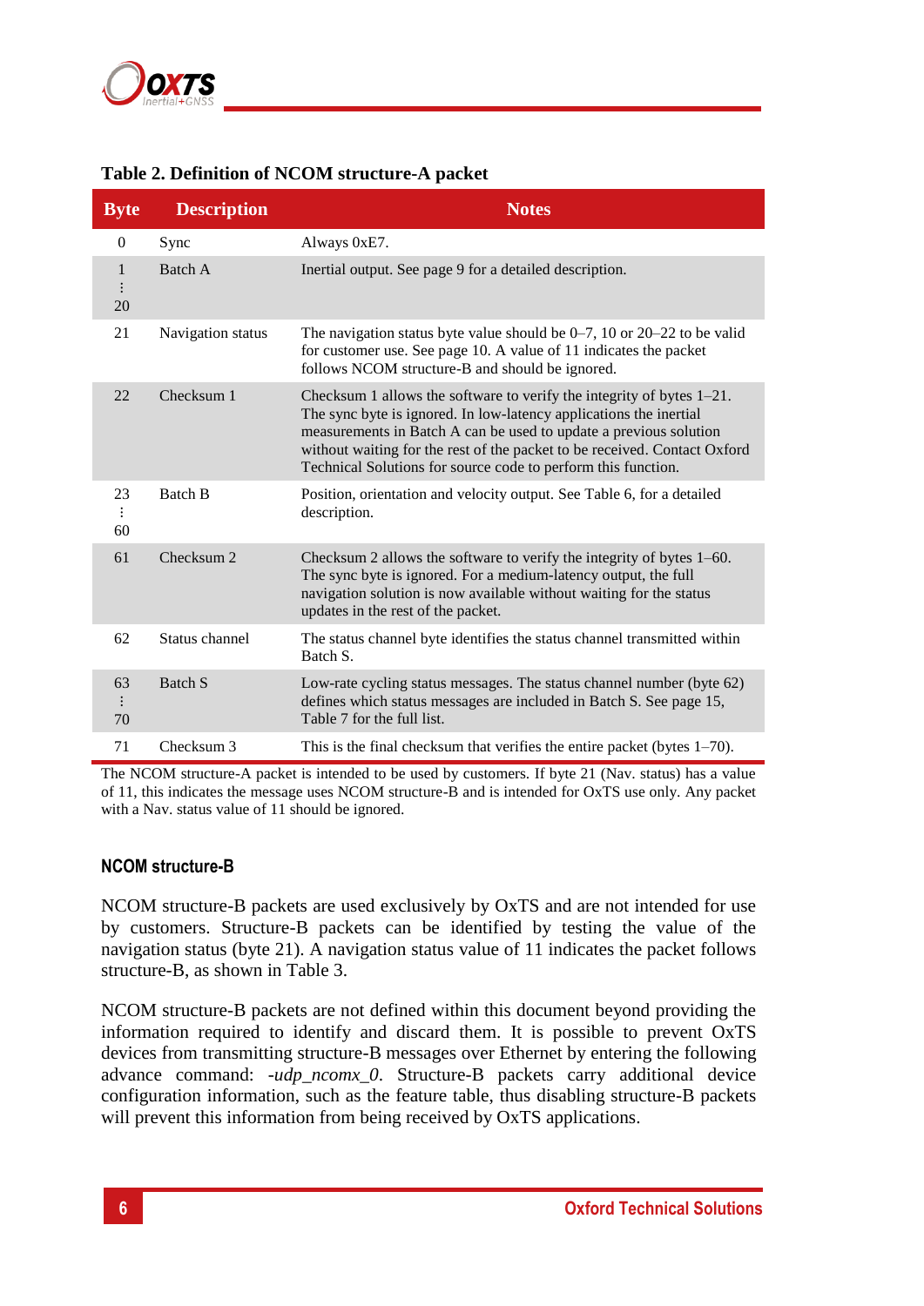**Table 2. Definition of NCOM structure-A packet**

| Byte | Description | Notes |
| --- | --- | --- |
| 0 | Sync | Always 0xE7. |
| 1<br>⋮<br>20 | Batch A | Inertial output. See page 9 for a detailed description. |
| 21 | Navigation status | The navigation status byte value should be 0–7, 10 or 20–22 to be valid for customer use. See page 10. A value of 11 indicates the packet follows NCOM structure-B and should be ignored. |
| 22 | Checksum 1 | Checksum 1 allows the software to verify the integrity of bytes 1–21. The sync byte is ignored. In low-latency applications the inertial measurements in Batch A can be used to update a previous solution without waiting for the rest of the packet to be received. Contact Oxford Technical Solutions for source code to perform this function. |
| 23<br>⋮<br>60 | Batch B | Position, orientation and velocity output. See Table 6, for a detailed description. |
| 61 | Checksum 2 | Checksum 2 allows the software to verify the integrity of bytes 1–60. The sync byte is ignored. For a medium-latency output, the full navigation solution is now available without waiting for the status updates in the rest of the packet. |
| 62 | Status channel | The status channel byte identifies the status channel transmitted within Batch S. |
| 63<br>⋮<br>70 | Batch S | Low-rate cycling status messages. The status channel number (byte 62) defines which status messages are included in Batch S. See page 15, Table 7 for the full list. |
| 71 | Checksum 3 | This is the final checksum that verifies the entire packet (bytes 1–70). |

The NCOM structure-A packet is intended to be used by customers. If byte 21 (Nav. status) has a value of 11, this indicates the message uses NCOM structure-B and is intended for OxTS use only. Any packet with a Nav. status value of 11 should be ignored.

### NCOM structure-B

NCOM structure-B packets are used exclusively by OxTS and are not intended for use by customers. Structure-B packets can be identified by testing the value of the navigation status (byte 21). A navigation status value of 11 indicates the packet follows structure-B, as shown in Table 3.

NCOM structure-B packets are not defined within this document beyond providing the information required to identify and discard them. It is possible to prevent OxTS devices from transmitting structure-B messages over Ethernet by entering the following advance command: *-udp_ncomx_0*. Structure-B packets carry additional device configuration information, such as the feature table, thus disabling structure-B packets will prevent this information from being received by OxTS applications.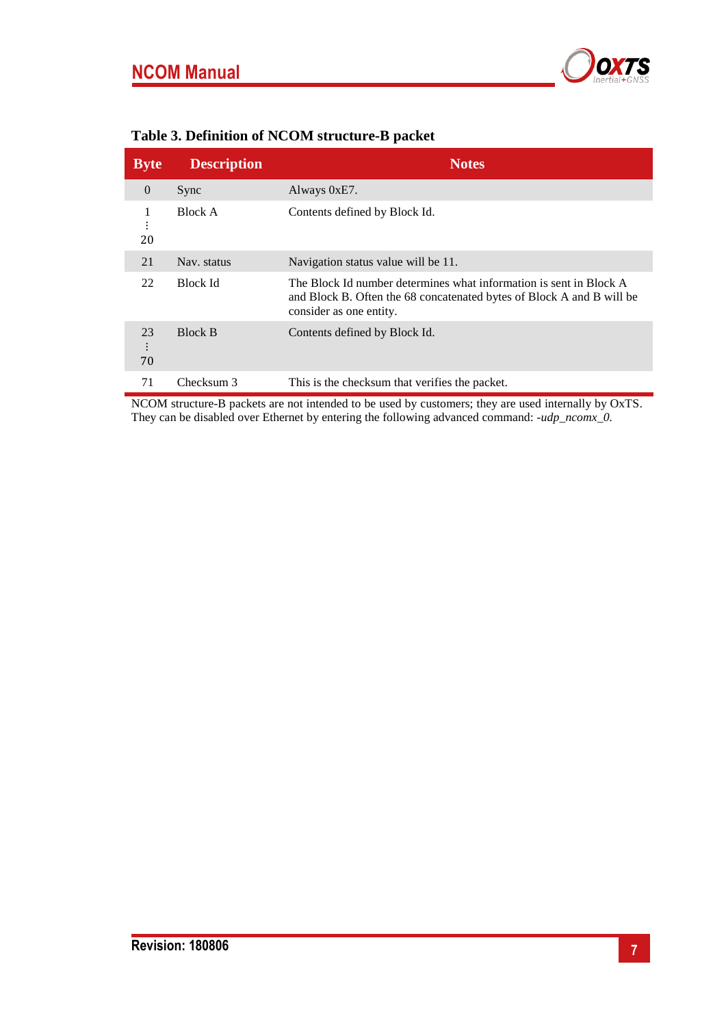**Table 3. Definition of NCOM structure-B packet**

| Byte | Description | Notes |
|---|---|---|
| 0 | Sync | Always 0xE7. |
| 1<br>⋮<br>20 | Block A | Contents defined by Block Id. |
| 21 | Nav. status | Navigation status value will be 11. |
| 22 | Block Id | The Block Id number determines what information is sent in Block A and Block B. Often the 68 concatenated bytes of Block A and B will be consider as one entity. |
| 23<br>⋮<br>70 | Block B | Contents defined by Block Id. |
| 71 | Checksum 3 | This is the checksum that verifies the packet. |

NCOM structure-B packets are not intended to be used by customers; they are used internally by OxTS. They can be disabled over Ethernet by entering the following advanced command: *-udp_ncomx_0*.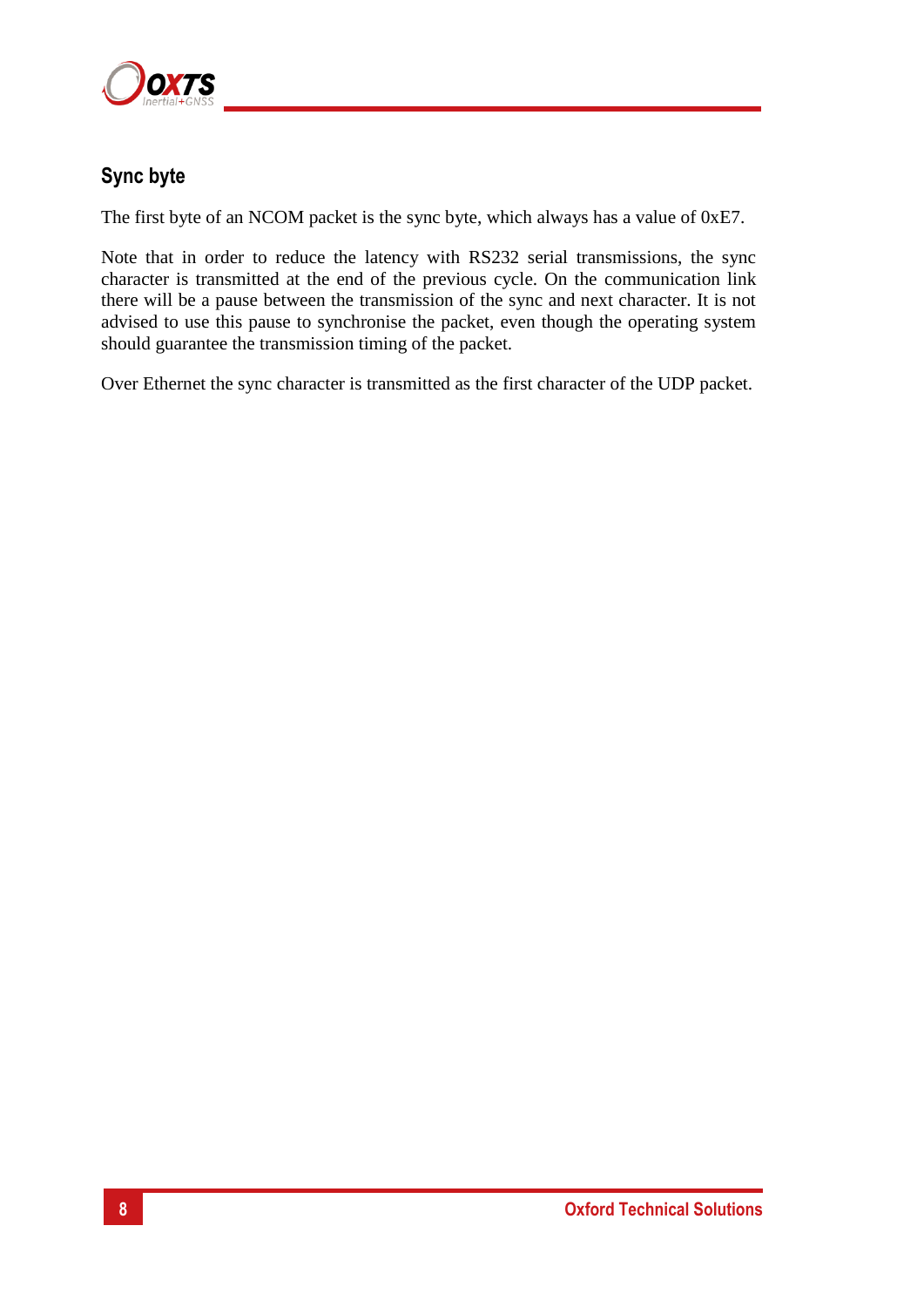## Sync byte

The first byte of an NCOM packet is the sync byte, which always has a value of 0xE7.

Note that in order to reduce the latency with RS232 serial transmissions, the sync character is transmitted at the end of the previous cycle. On the communication link there will be a pause between the transmission of the sync and next character. It is not advised to use this pause to synchronise the packet, even though the operating system should guarantee the transmission timing of the packet.

Over Ethernet the sync character is transmitted as the first character of the UDP packet.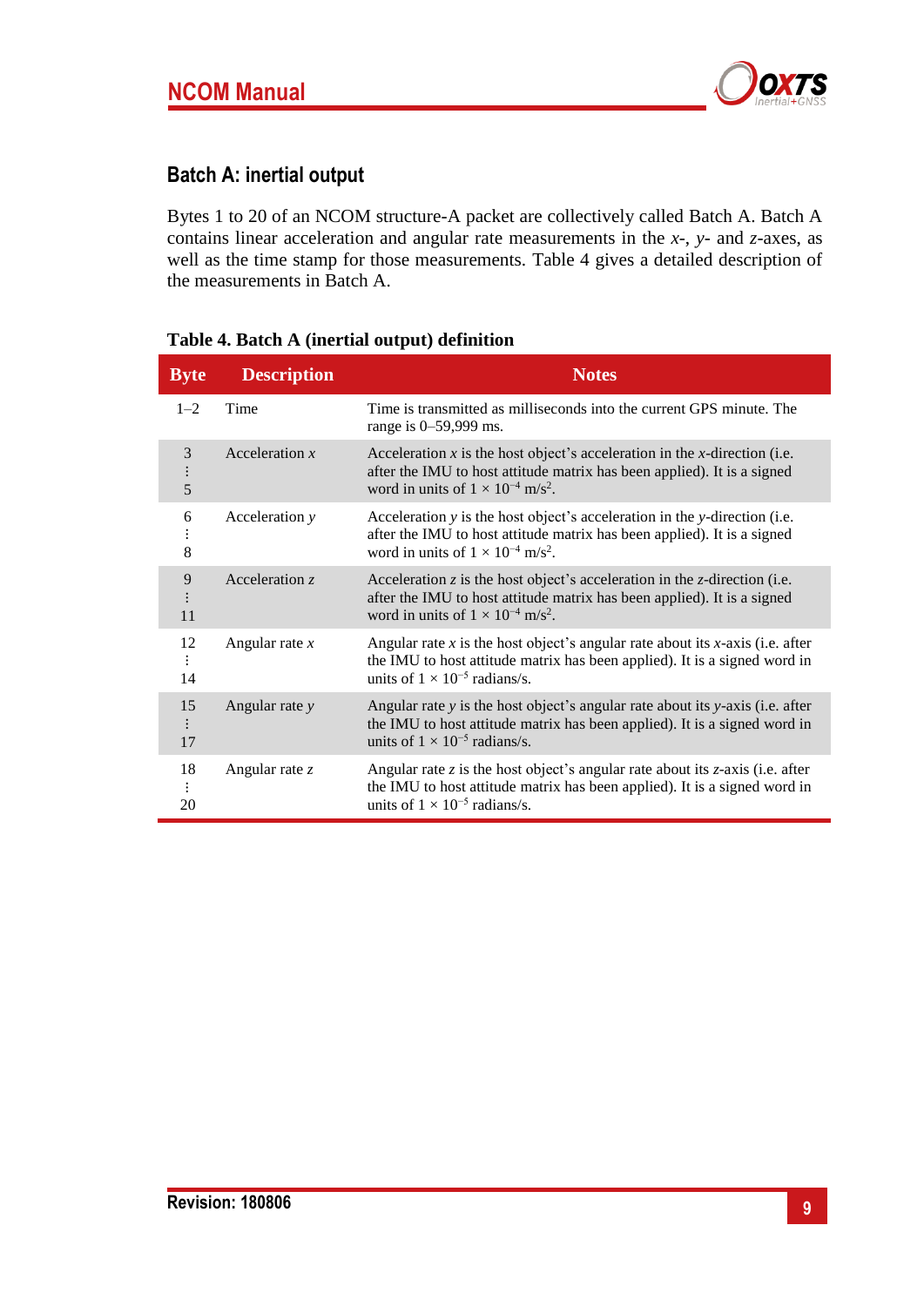## Batch A: inertial output

Bytes 1 to 20 of an NCOM structure-A packet are collectively called Batch A. Batch A contains linear acceleration and angular rate measurements in the *x*-, *y*- and *z*-axes, as well as the time stamp for those measurements. Table 4 gives a detailed description of the measurements in Batch A.

**Table 4. Batch A (inertial output) definition**

| Byte | Description | Notes |
|---|---|---|
| 1–2 | Time | Time is transmitted as milliseconds into the current GPS minute. The range is 0–59,999 ms. |
| 3 ⋮ 5 | Acceleration *x* | Acceleration *x* is the host object's acceleration in the *x*-direction (i.e. after the IMU to host attitude matrix has been applied). It is a signed word in units of $1 \times 10^{-4}$ m/s$^2$. |
| 6 ⋮ 8 | Acceleration *y* | Acceleration *y* is the host object's acceleration in the *y*-direction (i.e. after the IMU to host attitude matrix has been applied). It is a signed word in units of $1 \times 10^{-4}$ m/s$^2$. |
| 9 ⋮ 11 | Acceleration *z* | Acceleration *z* is the host object's acceleration in the *z*-direction (i.e. after the IMU to host attitude matrix has been applied). It is a signed word in units of $1 \times 10^{-4}$ m/s$^2$. |
| 12 ⋮ 14 | Angular rate *x* | Angular rate *x* is the host object's angular rate about its *x*-axis (i.e. after the IMU to host attitude matrix has been applied). It is a signed word in units of $1 \times 10^{-5}$ radians/s. |
| 15 ⋮ 17 | Angular rate *y* | Angular rate *y* is the host object's angular rate about its *y*-axis (i.e. after the IMU to host attitude matrix has been applied). It is a signed word in units of $1 \times 10^{-5}$ radians/s. |
| 18 ⋮ 20 | Angular rate *z* | Angular rate *z* is the host object's angular rate about its *z*-axis (i.e. after the IMU to host attitude matrix has been applied). It is a signed word in units of $1 \times 10^{-5}$ radians/s. |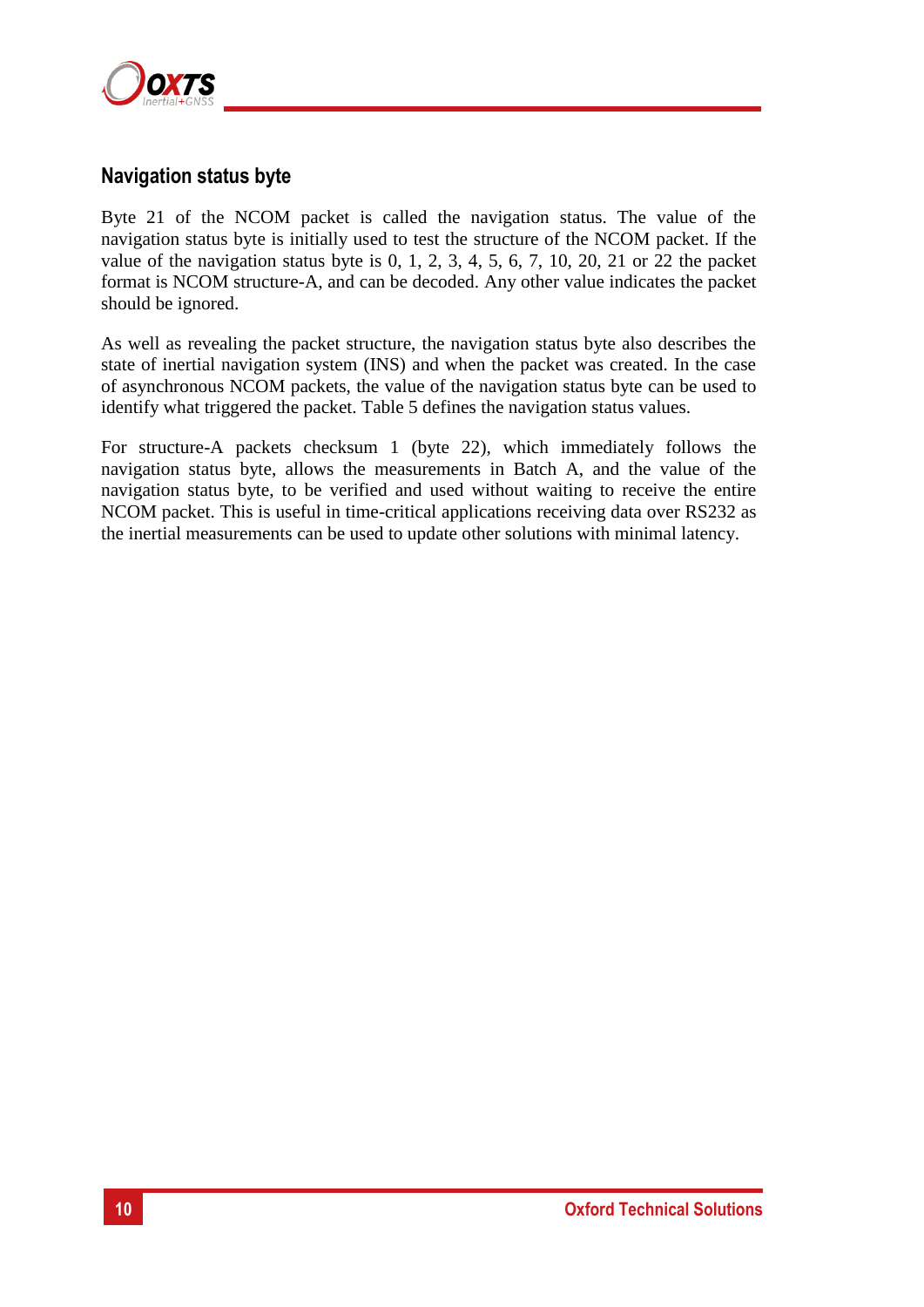## Navigation status byte

Byte 21 of the NCOM packet is called the navigation status. The value of the navigation status byte is initially used to test the structure of the NCOM packet. If the value of the navigation status byte is 0, 1, 2, 3, 4, 5, 6, 7, 10, 20, 21 or 22 the packet format is NCOM structure-A, and can be decoded. Any other value indicates the packet should be ignored.

As well as revealing the packet structure, the navigation status byte also describes the state of inertial navigation system (INS) and when the packet was created. In the case of asynchronous NCOM packets, the value of the navigation status byte can be used to identify what triggered the packet. Table 5 defines the navigation status values.

For structure-A packets checksum 1 (byte 22), which immediately follows the navigation status byte, allows the measurements in Batch A, and the value of the navigation status byte, to be verified and used without waiting to receive the entire NCOM packet. This is useful in time-critical applications receiving data over RS232 as the inertial measurements can be used to update other solutions with minimal latency.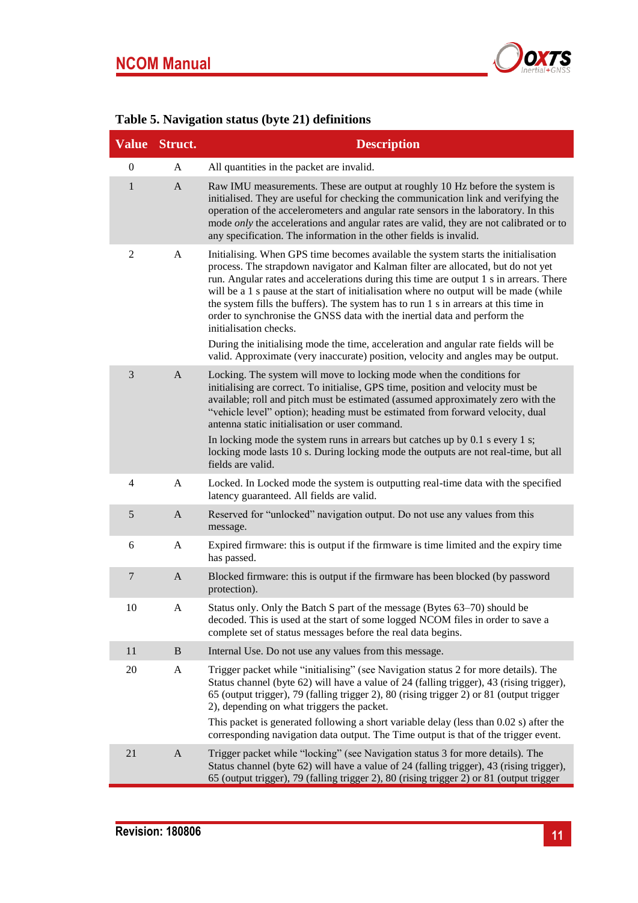### Table 5. Navigation status (byte 21) definitions

| Value | Struct. | Description |
|---|---|---|
| 0 | A | All quantities in the packet are invalid. |
| 1 | A | Raw IMU measurements. These are output at roughly 10 Hz before the system is initialised. They are useful for checking the communication link and verifying the operation of the accelerometers and angular rate sensors in the laboratory. In this mode *only* the accelerations and angular rates are valid, they are not calibrated or to any specification. The information in the other fields is invalid. |
| 2 | A | Initialising. When GPS time becomes available the system starts the initialisation process. The strapdown navigator and Kalman filter are allocated, but do not yet run. Angular rates and accelerations during this time are output 1 s in arrears. There will be a 1 s pause at the start of initialisation where no output will be made (while the system fills the buffers). The system has to run 1 s in arrears at this time in order to synchronise the GNSS data with the inertial data and perform the initialisation checks.<br><br>During the initialising mode the time, acceleration and angular rate fields will be valid. Approximate (very inaccurate) position, velocity and angles may be output. |
| 3 | A | Locking. The system will move to locking mode when the conditions for initialising are correct. To initialise, GPS time, position and velocity must be available; roll and pitch must be estimated (assumed approximately zero with the “vehicle level” option); heading must be estimated from forward velocity, dual antenna static initialisation or user command.<br><br>In locking mode the system runs in arrears but catches up by 0.1 s every 1 s; locking mode lasts 10 s. During locking mode the outputs are not real-time, but all fields are valid. |
| 4 | A | Locked. In Locked mode the system is outputting real-time data with the specified latency guaranteed. All fields are valid. |
| 5 | A | Reserved for “unlocked” navigation output. Do not use any values from this message. |
| 6 | A | Expired firmware: this is output if the firmware is time limited and the expiry time has passed. |
| 7 | A | Blocked firmware: this is output if the firmware has been blocked (by password protection). |
| 10 | A | Status only. Only the Batch S part of the message (Bytes 63–70) should be decoded. This is used at the start of some logged NCOM files in order to save a complete set of status messages before the real data begins. |
| 11 | B | Internal Use. Do not use any values from this message. |
| 20 | A | Trigger packet while “initialising” (see Navigation status 2 for more details). The Status channel (byte 62) will have a value of 24 (falling trigger), 43 (rising trigger), 65 (output trigger), 79 (falling trigger 2), 80 (rising trigger 2) or 81 (output trigger 2), depending on what triggers the packet.<br><br>This packet is generated following a short variable delay (less than 0.02 s) after the corresponding navigation data output. The Time output is that of the trigger event. |
| 21 | A | Trigger packet while “locking” (see Navigation status 3 for more details). The Status channel (byte 62) will have a value of 24 (falling trigger), 43 (rising trigger), 65 (output trigger), 79 (falling trigger 2), 80 (rising trigger 2) or 81 (output trigger |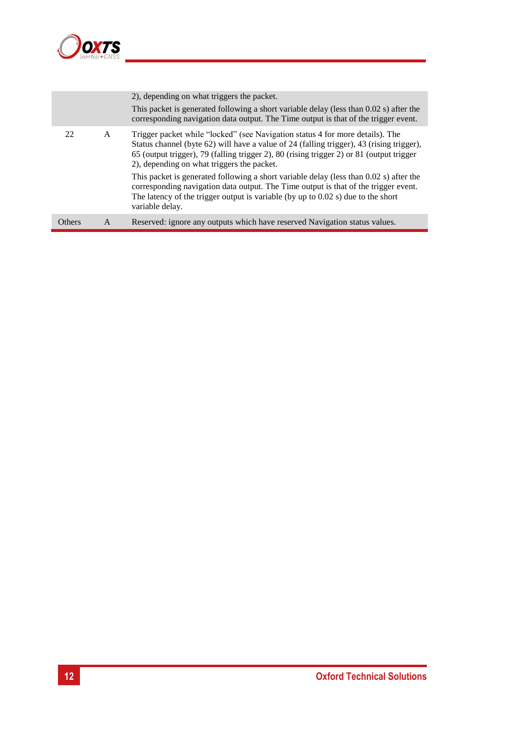|  |  |  |
|---|---|---|
|  |  | 2), depending on what triggers the packet.<br>This packet is generated following a short variable delay (less than 0.02 s) after the corresponding navigation data output. The Time output is that of the trigger event. |
| 22 | A | Trigger packet while “locked” (see Navigation status 4 for more details). The Status channel (byte 62) will have a value of 24 (falling trigger), 43 (rising trigger), 65 (output trigger), 79 (falling trigger 2), 80 (rising trigger 2) or 81 (output trigger 2), depending on what triggers the packet.<br>This packet is generated following a short variable delay (less than 0.02 s) after the corresponding navigation data output. The Time output is that of the trigger event. The latency of the trigger output is variable (by up to 0.02 s) due to the short variable delay. |
| Others | A | Reserved: ignore any outputs which have reserved Navigation status values. |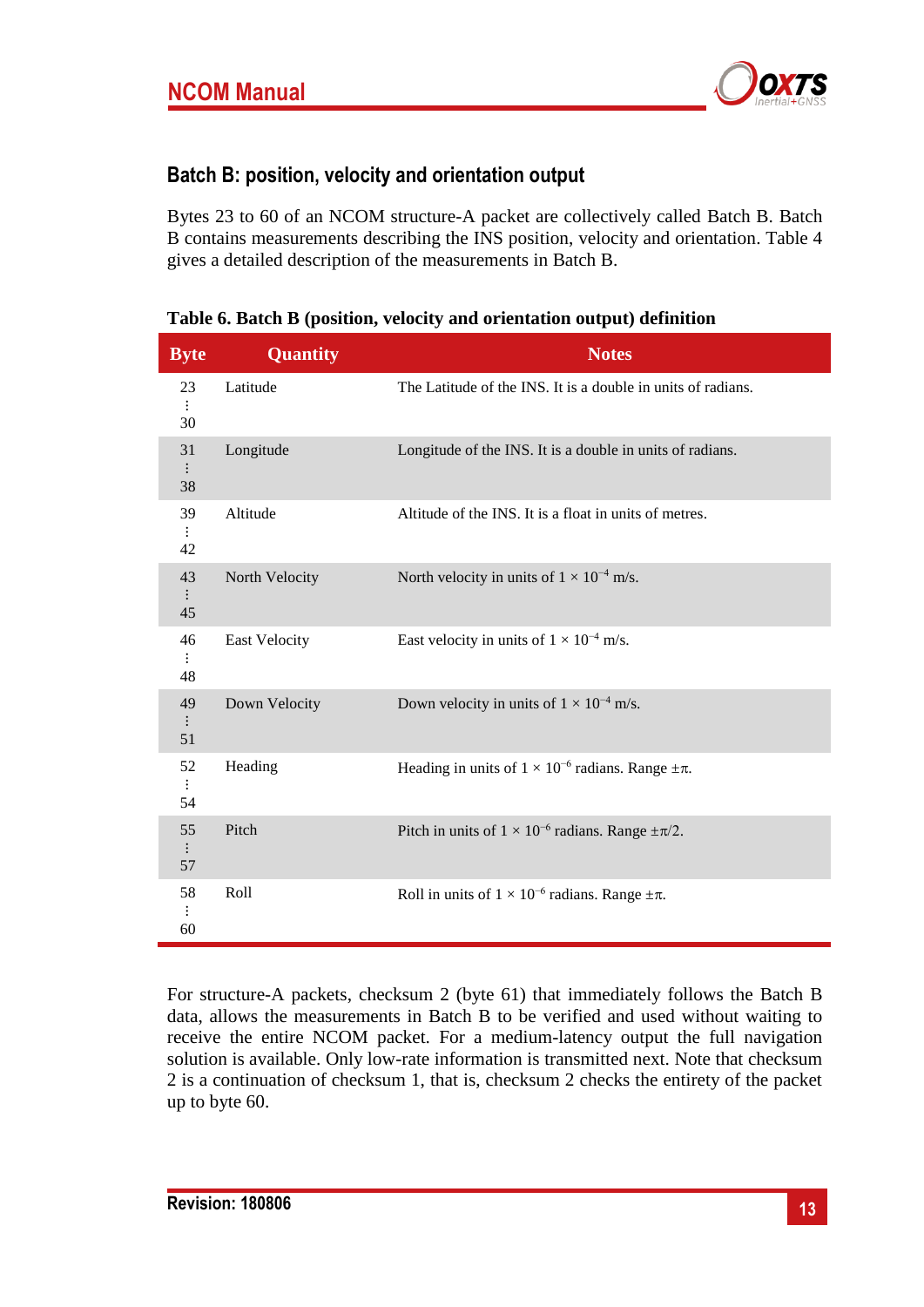## Batch B: position, velocity and orientation output

Bytes 23 to 60 of an NCOM structure-A packet are collectively called Batch B. Batch B contains measurements describing the INS position, velocity and orientation. Table 4 gives a detailed description of the measurements in Batch B.

**Table 6. Batch B (position, velocity and orientation output) definition**

| Byte | Quantity | Notes |
|---|---|---|
| 23 … 30 | Latitude | The Latitude of the INS. It is a double in units of radians. |
| 31 … 38 | Longitude | Longitude of the INS. It is a double in units of radians. |
| 39 … 42 | Altitude | Altitude of the INS. It is a float in units of metres. |
| 43 … 45 | North Velocity | North velocity in units of $1 \times 10^{-4}$ m/s. |
| 46 … 48 | East Velocity | East velocity in units of $1 \times 10^{-4}$ m/s. |
| 49 … 51 | Down Velocity | Down velocity in units of $1 \times 10^{-4}$ m/s. |
| 52 … 54 | Heading | Heading in units of $1 \times 10^{-6}$ radians. Range $\pm\pi$. |
| 55 … 57 | Pitch | Pitch in units of $1 \times 10^{-6}$ radians. Range $\pm\pi/2$. |
| 58 … 60 | Roll | Roll in units of $1 \times 10^{-6}$ radians. Range $\pm\pi$. |

For structure-A packets, checksum 2 (byte 61) that immediately follows the Batch B data, allows the measurements in Batch B to be verified and used without waiting to receive the entire NCOM packet. For a medium-latency output the full navigation solution is available. Only low-rate information is transmitted next. Note that checksum 2 is a continuation of checksum 1, that is, checksum 2 checks the entirety of the packet up to byte 60.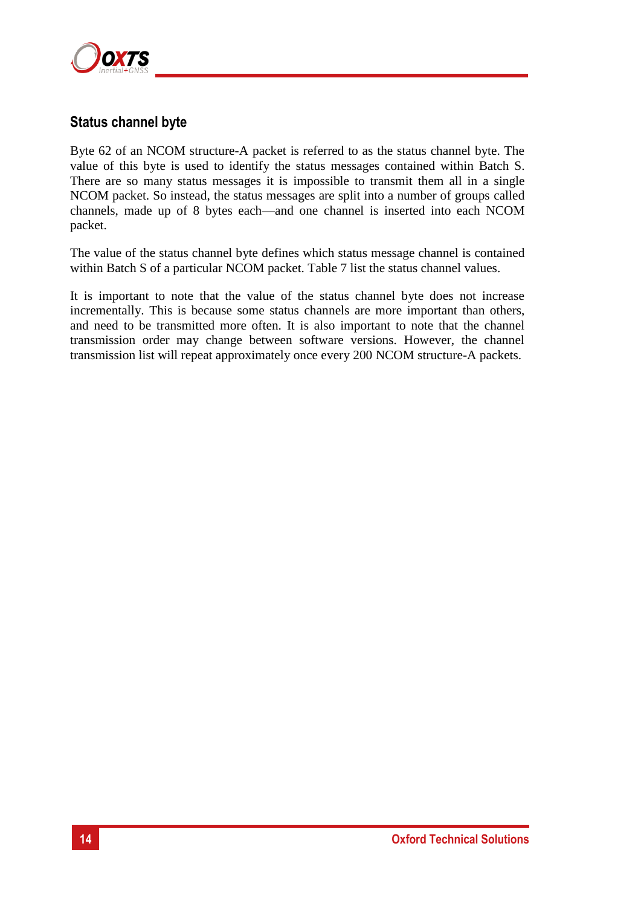## Status channel byte

Byte 62 of an NCOM structure-A packet is referred to as the status channel byte. The value of this byte is used to identify the status messages contained within Batch S. There are so many status messages it is impossible to transmit them all in a single NCOM packet. So instead, the status messages are split into a number of groups called channels, made up of 8 bytes each—and one channel is inserted into each NCOM packet.

The value of the status channel byte defines which status message channel is contained within Batch S of a particular NCOM packet. Table 7 list the status channel values.

It is important to note that the value of the status channel byte does not increase incrementally. This is because some status channels are more important than others, and need to be transmitted more often. It is also important to note that the channel transmission order may change between software versions. However, the channel transmission list will repeat approximately once every 200 NCOM structure-A packets.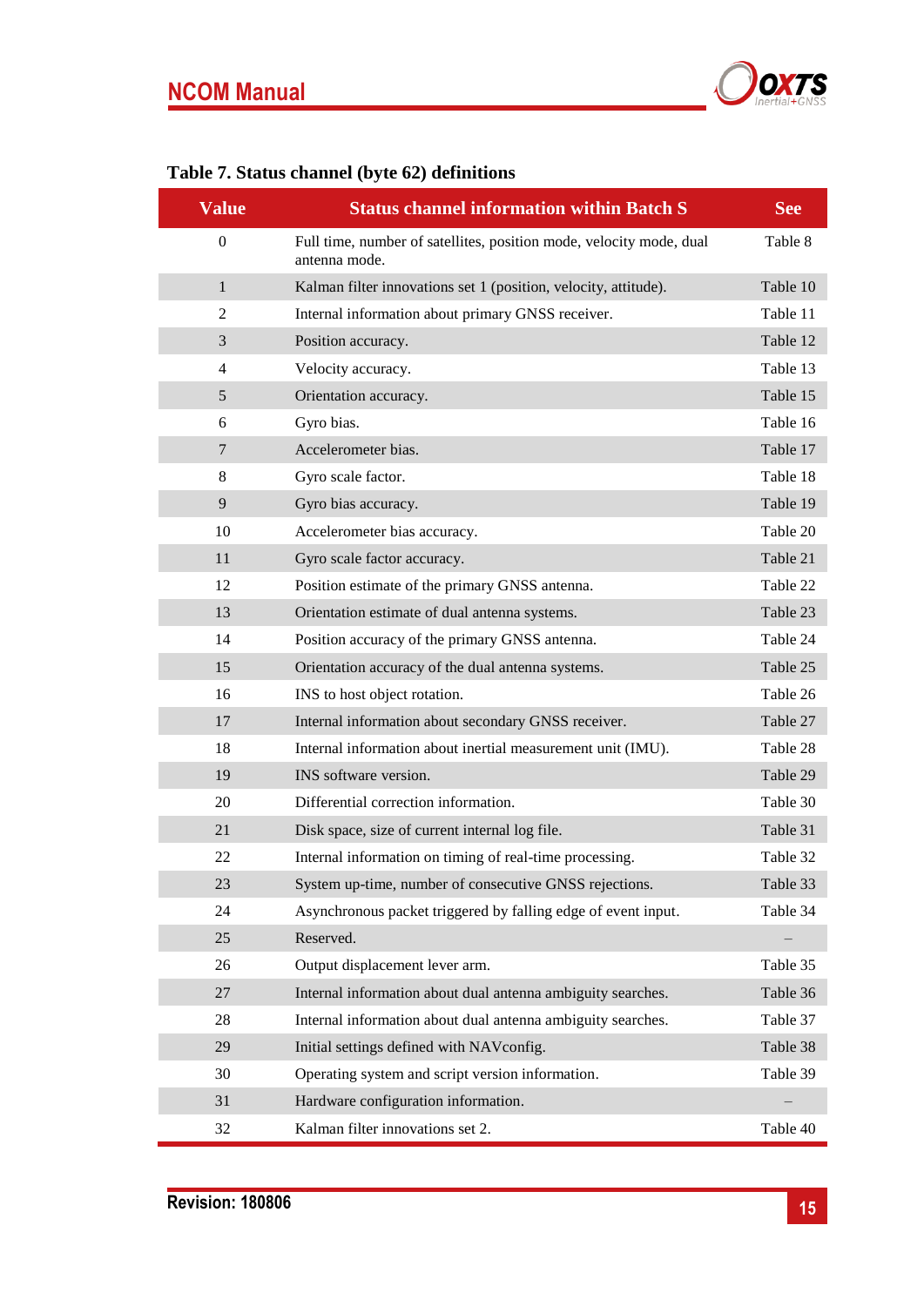**Table 7. Status channel (byte 62) definitions**

| Value | Status channel information within Batch S | See |
|---|---|---|
| 0 | Full time, number of satellites, position mode, velocity mode, dual antenna mode. | Table 8 |
| 1 | Kalman filter innovations set 1 (position, velocity, attitude). | Table 10 |
| 2 | Internal information about primary GNSS receiver. | Table 11 |
| 3 | Position accuracy. | Table 12 |
| 4 | Velocity accuracy. | Table 13 |
| 5 | Orientation accuracy. | Table 15 |
| 6 | Gyro bias. | Table 16 |
| 7 | Accelerometer bias. | Table 17 |
| 8 | Gyro scale factor. | Table 18 |
| 9 | Gyro bias accuracy. | Table 19 |
| 10 | Accelerometer bias accuracy. | Table 20 |
| 11 | Gyro scale factor accuracy. | Table 21 |
| 12 | Position estimate of the primary GNSS antenna. | Table 22 |
| 13 | Orientation estimate of dual antenna systems. | Table 23 |
| 14 | Position accuracy of the primary GNSS antenna. | Table 24 |
| 15 | Orientation accuracy of the dual antenna systems. | Table 25 |
| 16 | INS to host object rotation. | Table 26 |
| 17 | Internal information about secondary GNSS receiver. | Table 27 |
| 18 | Internal information about inertial measurement unit (IMU). | Table 28 |
| 19 | INS software version. | Table 29 |
| 20 | Differential correction information. | Table 30 |
| 21 | Disk space, size of current internal log file. | Table 31 |
| 22 | Internal information on timing of real-time processing. | Table 32 |
| 23 | System up-time, number of consecutive GNSS rejections. | Table 33 |
| 24 | Asynchronous packet triggered by falling edge of event input. | Table 34 |
| 25 | Reserved. | – |
| 26 | Output displacement lever arm. | Table 35 |
| 27 | Internal information about dual antenna ambiguity searches. | Table 36 |
| 28 | Internal information about dual antenna ambiguity searches. | Table 37 |
| 29 | Initial settings defined with NAVconfig. | Table 38 |
| 30 | Operating system and script version information. | Table 39 |
| 31 | Hardware configuration information. | – |
| 32 | Kalman filter innovations set 2. | Table 40 |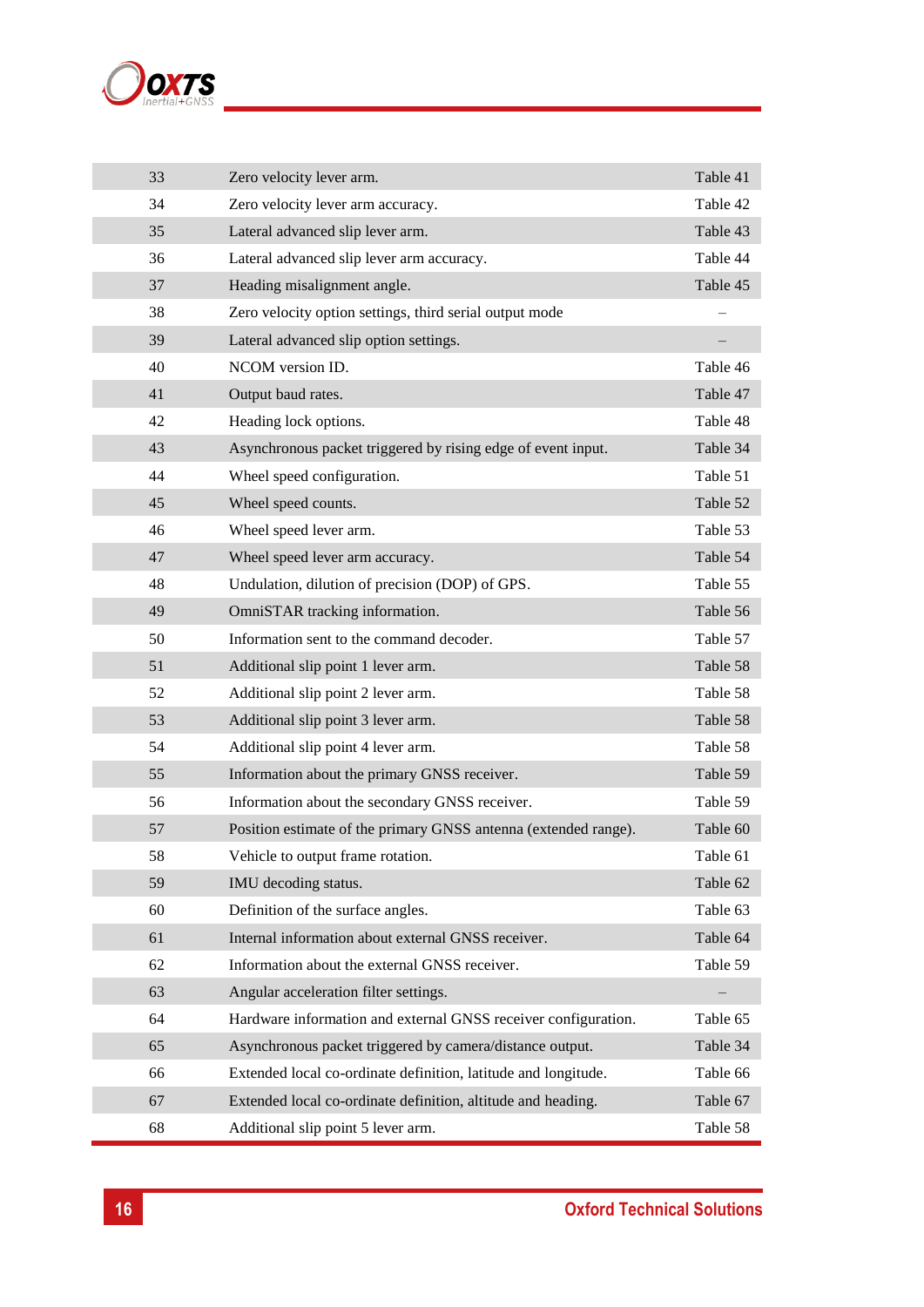| | | |
|---|---|---|
| 33 | Zero velocity lever arm. | Table 41 |
| 34 | Zero velocity lever arm accuracy. | Table 42 |
| 35 | Lateral advanced slip lever arm. | Table 43 |
| 36 | Lateral advanced slip lever arm accuracy. | Table 44 |
| 37 | Heading misalignment angle. | Table 45 |
| 38 | Zero velocity option settings, third serial output mode | – |
| 39 | Lateral advanced slip option settings. | – |
| 40 | NCOM version ID. | Table 46 |
| 41 | Output baud rates. | Table 47 |
| 42 | Heading lock options. | Table 48 |
| 43 | Asynchronous packet triggered by rising edge of event input. | Table 34 |
| 44 | Wheel speed configuration. | Table 51 |
| 45 | Wheel speed counts. | Table 52 |
| 46 | Wheel speed lever arm. | Table 53 |
| 47 | Wheel speed lever arm accuracy. | Table 54 |
| 48 | Undulation, dilution of precision (DOP) of GPS. | Table 55 |
| 49 | OmniSTAR tracking information. | Table 56 |
| 50 | Information sent to the command decoder. | Table 57 |
| 51 | Additional slip point 1 lever arm. | Table 58 |
| 52 | Additional slip point 2 lever arm. | Table 58 |
| 53 | Additional slip point 3 lever arm. | Table 58 |
| 54 | Additional slip point 4 lever arm. | Table 58 |
| 55 | Information about the primary GNSS receiver. | Table 59 |
| 56 | Information about the secondary GNSS receiver. | Table 59 |
| 57 | Position estimate of the primary GNSS antenna (extended range). | Table 60 |
| 58 | Vehicle to output frame rotation. | Table 61 |
| 59 | IMU decoding status. | Table 62 |
| 60 | Definition of the surface angles. | Table 63 |
| 61 | Internal information about external GNSS receiver. | Table 64 |
| 62 | Information about the external GNSS receiver. | Table 59 |
| 63 | Angular acceleration filter settings. | – |
| 64 | Hardware information and external GNSS receiver configuration. | Table 65 |
| 65 | Asynchronous packet triggered by camera/distance output. | Table 34 |
| 66 | Extended local co-ordinate definition, latitude and longitude. | Table 66 |
| 67 | Extended local co-ordinate definition, altitude and heading. | Table 67 |
| 68 | Additional slip point 5 lever arm. | Table 58 |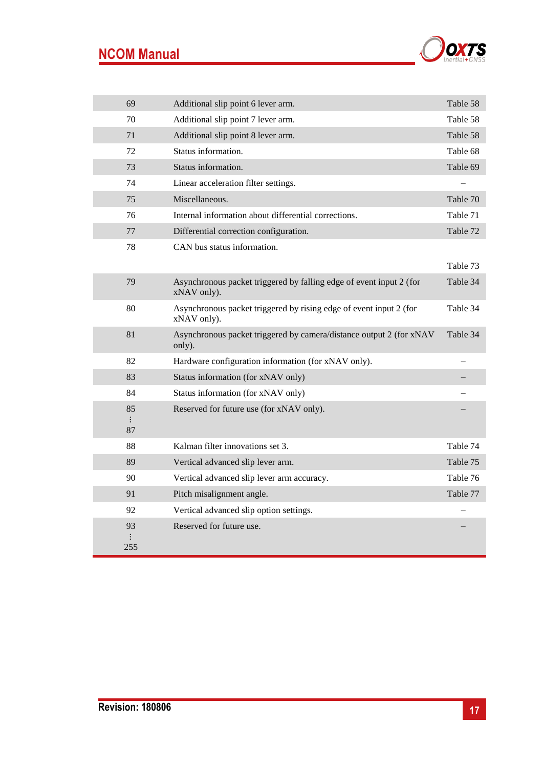| | | |
|---|---|---|
| 69 | Additional slip point 6 lever arm. | Table 58 |
| 70 | Additional slip point 7 lever arm. | Table 58 |
| 71 | Additional slip point 8 lever arm. | Table 58 |
| 72 | Status information. | Table 68 |
| 73 | Status information. | Table 69 |
| 74 | Linear acceleration filter settings. | – |
| 75 | Miscellaneous. | Table 70 |
| 76 | Internal information about differential corrections. | Table 71 |
| 77 | Differential correction configuration. | Table 72 |
| 78 | CAN bus status information. | Table 73 |
| 79 | Asynchronous packet triggered by falling edge of event input 2 (for xNAV only). | Table 34 |
| 80 | Asynchronous packet triggered by rising edge of event input 2 (for xNAV only). | Table 34 |
| 81 | Asynchronous packet triggered by camera/distance output 2 (for xNAV only). | Table 34 |
| 82 | Hardware configuration information (for xNAV only). | – |
| 83 | Status information (for xNAV only) | – |
| 84 | Status information (for xNAV only) | – |
| 85 ⋮ 87 | Reserved for future use (for xNAV only). | – |
| 88 | Kalman filter innovations set 3. | Table 74 |
| 89 | Vertical advanced slip lever arm. | Table 75 |
| 90 | Vertical advanced slip lever arm accuracy. | Table 76 |
| 91 | Pitch misalignment angle. | Table 77 |
| 92 | Vertical advanced slip option settings. | – |
| 93 ⋮ 255 | Reserved for future use. | – |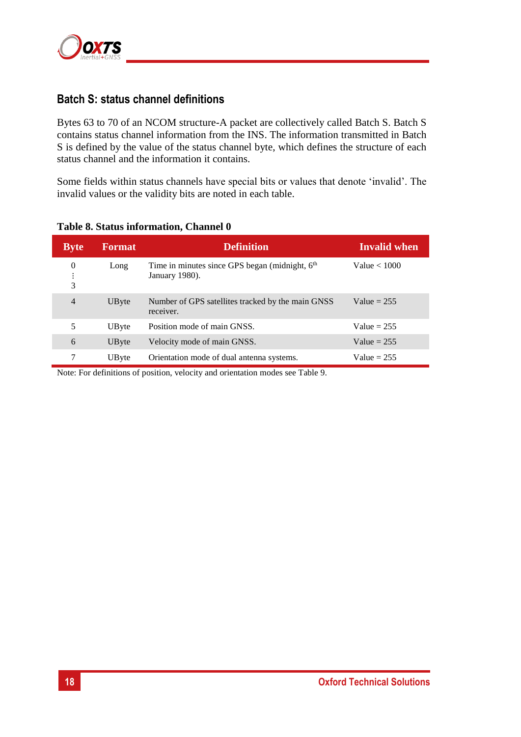## Batch S: status channel definitions

Bytes 63 to 70 of an NCOM structure-A packet are collectively called Batch S. Batch S contains status channel information from the INS. The information transmitted in Batch S is defined by the value of the status channel byte, which defines the structure of each status channel and the information it contains.

Some fields within status channels have special bits or values that denote 'invalid'. The invalid values or the validity bits are noted in each table.

**Table 8. Status information, Channel 0**

| Byte | Format | Definition | Invalid when |
|---|---|---|---|
| 0 ⋮ 3 | Long | Time in minutes since GPS began (midnight, 6th January 1980). | Value < 1000 |
| 4 | UByte | Number of GPS satellites tracked by the main GNSS receiver. | Value = 255 |
| 5 | UByte | Position mode of main GNSS. | Value = 255 |
| 6 | UByte | Velocity mode of main GNSS. | Value = 255 |
| 7 | UByte | Orientation mode of dual antenna systems. | Value = 255 |

Note: For definitions of position, velocity and orientation modes see Table 9.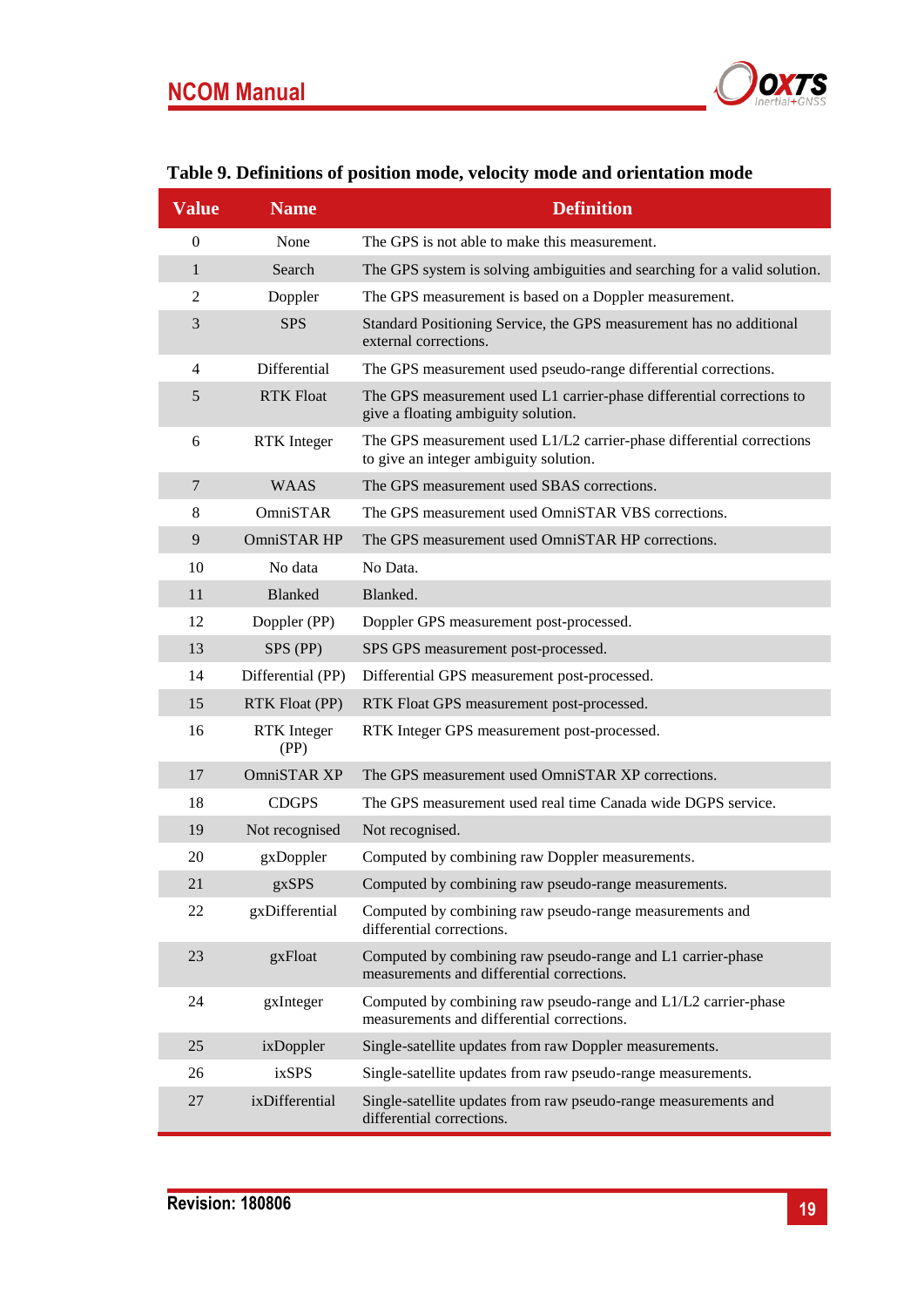**Table 9. Definitions of position mode, velocity mode and orientation mode**

| Value | Name | Definition |
|---|---|---|
| 0 | None | The GPS is not able to make this measurement. |
| 1 | Search | The GPS system is solving ambiguities and searching for a valid solution. |
| 2 | Doppler | The GPS measurement is based on a Doppler measurement. |
| 3 | SPS | Standard Positioning Service, the GPS measurement has no additional external corrections. |
| 4 | Differential | The GPS measurement used pseudo-range differential corrections. |
| 5 | RTK Float | The GPS measurement used L1 carrier-phase differential corrections to give a floating ambiguity solution. |
| 6 | RTK Integer | The GPS measurement used L1/L2 carrier-phase differential corrections to give an integer ambiguity solution. |
| 7 | WAAS | The GPS measurement used SBAS corrections. |
| 8 | OmniSTAR | The GPS measurement used OmniSTAR VBS corrections. |
| 9 | OmniSTAR HP | The GPS measurement used OmniSTAR HP corrections. |
| 10 | No data | No Data. |
| 11 | Blanked | Blanked. |
| 12 | Doppler (PP) | Doppler GPS measurement post-processed. |
| 13 | SPS (PP) | SPS GPS measurement post-processed. |
| 14 | Differential (PP) | Differential GPS measurement post-processed. |
| 15 | RTK Float (PP) | RTK Float GPS measurement post-processed. |
| 16 | RTK Integer (PP) | RTK Integer GPS measurement post-processed. |
| 17 | OmniSTAR XP | The GPS measurement used OmniSTAR XP corrections. |
| 18 | CDGPS | The GPS measurement used real time Canada wide DGPS service. |
| 19 | Not recognised | Not recognised. |
| 20 | gxDoppler | Computed by combining raw Doppler measurements. |
| 21 | gxSPS | Computed by combining raw pseudo-range measurements. |
| 22 | gxDifferential | Computed by combining raw pseudo-range measurements and differential corrections. |
| 23 | gxFloat | Computed by combining raw pseudo-range and L1 carrier-phase measurements and differential corrections. |
| 24 | gxInteger | Computed by combining raw pseudo-range and L1/L2 carrier-phase measurements and differential corrections. |
| 25 | ixDoppler | Single-satellite updates from raw Doppler measurements. |
| 26 | ixSPS | Single-satellite updates from raw pseudo-range measurements. |
| 27 | ixDifferential | Single-satellite updates from raw pseudo-range measurements and differential corrections. |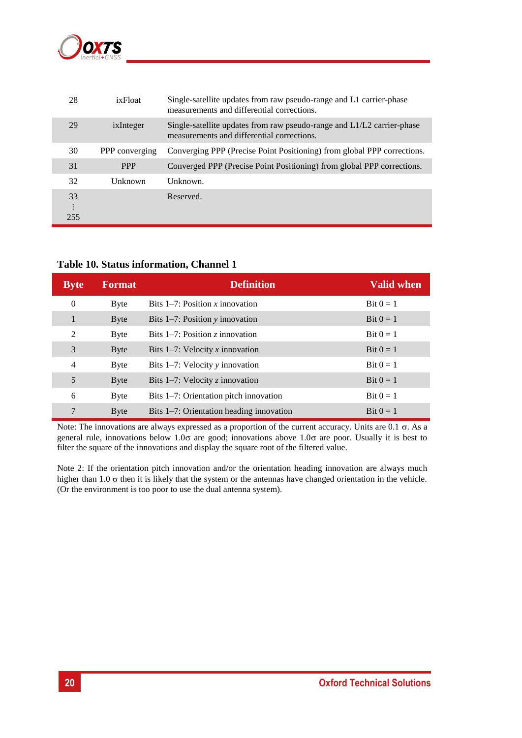| | | |
|---|---|---|
| 28 | ixFloat | Single-satellite updates from raw pseudo-range and L1 carrier-phase measurements and differential corrections. |
| 29 | ixInteger | Single-satellite updates from raw pseudo-range and L1/L2 carrier-phase measurements and differential corrections. |
| 30 | PPP converging | Converging PPP (Precise Point Positioning) from global PPP corrections. |
| 31 | PPP | Converged PPP (Precise Point Positioning) from global PPP corrections. |
| 32 | Unknown | Unknown. |
| 33 ⋮ 255 | | Reserved. |

**Table 10. Status information, Channel 1**

| Byte | Format | Definition | Valid when |
|---|---|---|---|
| 0 | Byte | Bits 1–7: Position *x* innovation | Bit 0 = 1 |
| 1 | Byte | Bits 1–7: Position *y* innovation | Bit 0 = 1 |
| 2 | Byte | Bits 1–7: Position *z* innovation | Bit 0 = 1 |
| 3 | Byte | Bits 1–7: Velocity *x* innovation | Bit 0 = 1 |
| 4 | Byte | Bits 1–7: Velocity *y* innovation | Bit 0 = 1 |
| 5 | Byte | Bits 1–7: Velocity *z* innovation | Bit 0 = 1 |
| 6 | Byte | Bits 1–7: Orientation pitch innovation | Bit 0 = 1 |
| 7 | Byte | Bits 1–7: Orientation heading innovation | Bit 0 = 1 |

Note: The innovations are always expressed as a proportion of the current accuracy. Units are 0.1 $\sigma$. As a general rule, innovations below 1.0$\sigma$ are good; innovations above 1.0$\sigma$ are poor. Usually it is best to filter the square of the innovations and display the square root of the filtered value.

Note 2: If the orientation pitch innovation and/or the orientation heading innovation are always much higher than 1.0 $\sigma$ then it is likely that the system or the antennas have changed orientation in the vehicle. (Or the environment is too poor to use the dual antenna system).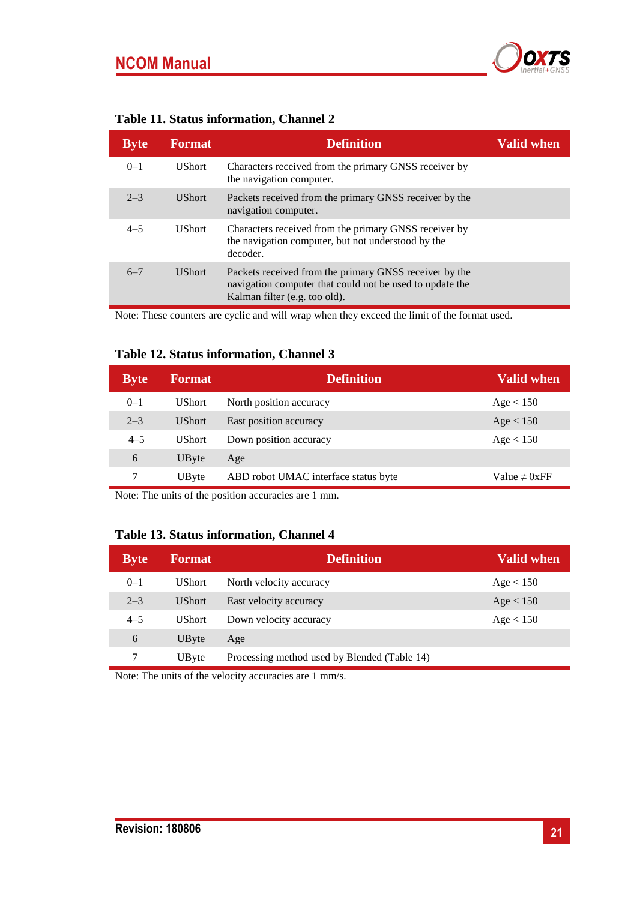**Table 11. Status information, Channel 2**

| Byte | Format | Definition | Valid when |
|---|---|---|---|
| 0–1 | UShort | Characters received from the primary GNSS receiver by the navigation computer. | |
| 2–3 | UShort | Packets received from the primary GNSS receiver by the navigation computer. | |
| 4–5 | UShort | Characters received from the primary GNSS receiver by the navigation computer, but not understood by the decoder. | |
| 6–7 | UShort | Packets received from the primary GNSS receiver by the navigation computer that could not be used to update the Kalman filter (e.g. too old). | |

Note: These counters are cyclic and will wrap when they exceed the limit of the format used.

**Table 12. Status information, Channel 3**

| Byte | Format | Definition | Valid when |
|---|---|---|---|
| 0–1 | UShort | North position accuracy | Age < 150 |
| 2–3 | UShort | East position accuracy | Age < 150 |
| 4–5 | UShort | Down position accuracy | Age < 150 |
| 6 | UByte | Age | |
| 7 | UByte | ABD robot UMAC interface status byte | Value ≠ 0xFF |

Note: The units of the position accuracies are 1 mm.

**Table 13. Status information, Channel 4**

| Byte | Format | Definition | Valid when |
|---|---|---|---|
| 0–1 | UShort | North velocity accuracy | Age < 150 |
| 2–3 | UShort | East velocity accuracy | Age < 150 |
| 4–5 | UShort | Down velocity accuracy | Age < 150 |
| 6 | UByte | Age | |
| 7 | UByte | Processing method used by Blended (Table 14) | |

Note: The units of the velocity accuracies are 1 mm/s.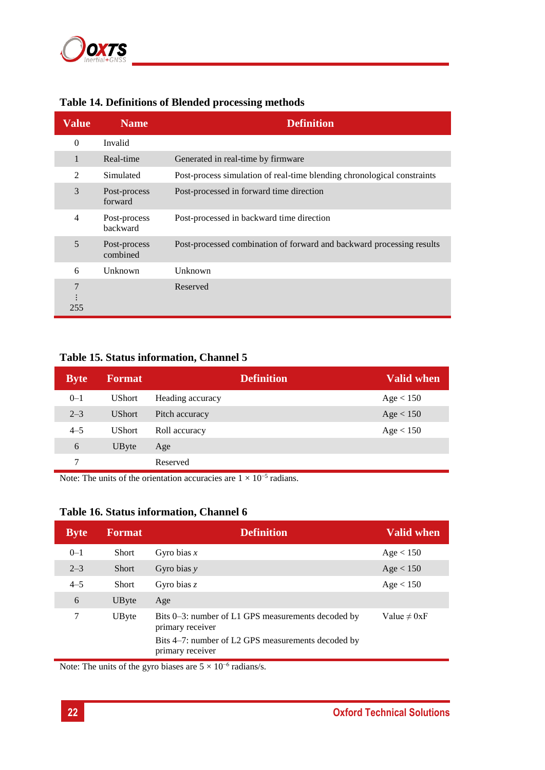### Table 14. Definitions of Blended processing methods

| Value | Name | Definition |
|---|---|---|
| 0 | Invalid | |
| 1 | Real-time | Generated in real-time by firmware |
| 2 | Simulated | Post-process simulation of real-time blending chronological constraints |
| 3 | Post-process forward | Post-processed in forward time direction |
| 4 | Post-process backward | Post-processed in backward time direction |
| 5 | Post-process combined | Post-processed combination of forward and backward processing results |
| 6 | Unknown | Unknown |
| 7 ⋮ 255 | | Reserved |

### Table 15. Status information, Channel 5

| Byte | Format | Definition | Valid when |
|---|---|---|---|
| 0–1 | UShort | Heading accuracy | Age < 150 |
| 2–3 | UShort | Pitch accuracy | Age < 150 |
| 4–5 | UShort | Roll accuracy | Age < 150 |
| 6 | UByte | Age | |
| 7 | | Reserved | |

Note: The units of the orientation accuracies are $1 \times 10^{-5}$ radians.

### Table 16. Status information, Channel 6

| Byte | Format | Definition | Valid when |
|---|---|---|---|
| 0–1 | Short | Gyro bias *x* | Age < 150 |
| 2–3 | Short | Gyro bias *y* | Age < 150 |
| 4–5 | Short | Gyro bias *z* | Age < 150 |
| 6 | UByte | Age | |
| 7 | UByte | Bits 0–3: number of L1 GPS measurements decoded by primary receiver<br>Bits 4–7: number of L2 GPS measurements decoded by primary receiver | Value $\neq$ 0xF |

Note: The units of the gyro biases are $5 \times 10^{-6}$ radians/s.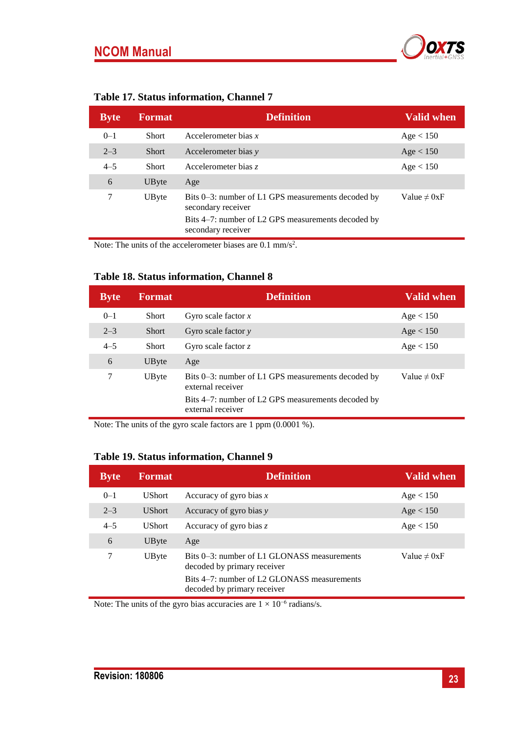### Table 17. Status information, Channel 7

| Byte | Format | Definition | Valid when |
|---|---|---|---|
| 0–1 | Short | Accelerometer bias *x* | Age < 150 |
| 2–3 | Short | Accelerometer bias *y* | Age < 150 |
| 4–5 | Short | Accelerometer bias *z* | Age < 150 |
| 6 | UByte | Age | |
| 7 | UByte | Bits 0–3: number of L1 GPS measurements decoded by secondary receiver<br>Bits 4–7: number of L2 GPS measurements decoded by secondary receiver | Value ≠ 0xF |

Note: The units of the accelerometer biases are 0.1 mm/s$^2$.

### Table 18. Status information, Channel 8

| Byte | Format | Definition | Valid when |
|---|---|---|---|
| 0–1 | Short | Gyro scale factor *x* | Age < 150 |
| 2–3 | Short | Gyro scale factor *y* | Age < 150 |
| 4–5 | Short | Gyro scale factor *z* | Age < 150 |
| 6 | UByte | Age | |
| 7 | UByte | Bits 0–3: number of L1 GPS measurements decoded by external receiver<br>Bits 4–7: number of L2 GPS measurements decoded by external receiver | Value ≠ 0xF |

Note: The units of the gyro scale factors are 1 ppm (0.0001 %).

### Table 19. Status information, Channel 9

| Byte | Format | Definition | Valid when |
|---|---|---|---|
| 0–1 | UShort | Accuracy of gyro bias *x* | Age < 150 |
| 2–3 | UShort | Accuracy of gyro bias *y* | Age < 150 |
| 4–5 | UShort | Accuracy of gyro bias *z* | Age < 150 |
| 6 | UByte | Age | |
| 7 | UByte | Bits 0–3: number of L1 GLONASS measurements decoded by primary receiver<br>Bits 4–7: number of L2 GLONASS measurements decoded by primary receiver | Value ≠ 0xF |

Note: The units of the gyro bias accuracies are $1 \times 10^{-6}$ radians/s.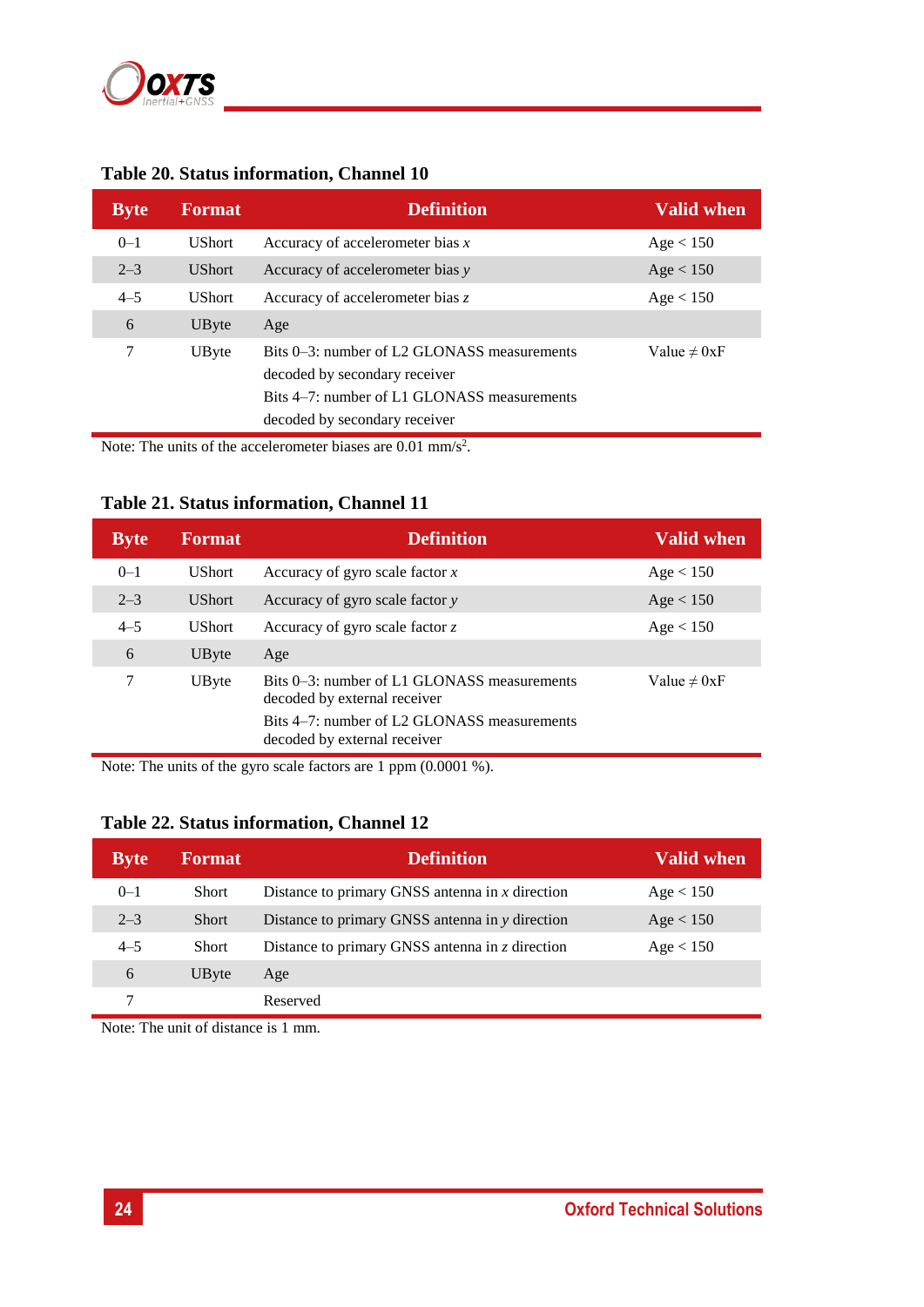**Table 20. Status information, Channel 10**

| Byte | Format | Definition | Valid when |
|---|---|---|---|
| 0–1 | UShort | Accuracy of accelerometer bias *x* | Age < 150 |
| 2–3 | UShort | Accuracy of accelerometer bias *y* | Age < 150 |
| 4–5 | UShort | Accuracy of accelerometer bias *z* | Age < 150 |
| 6 | UByte | Age | |
| 7 | UByte | Bits 0–3: number of L2 GLONASS measurements decoded by secondary receiver<br>Bits 4–7: number of L1 GLONASS measurements decoded by secondary receiver | Value ≠ 0xF |

Note: The units of the accelerometer biases are 0.01 mm/s$^2$.

**Table 21. Status information, Channel 11**

| Byte | Format | Definition | Valid when |
|---|---|---|---|
| 0–1 | UShort | Accuracy of gyro scale factor *x* | Age < 150 |
| 2–3 | UShort | Accuracy of gyro scale factor *y* | Age < 150 |
| 4–5 | UShort | Accuracy of gyro scale factor *z* | Age < 150 |
| 6 | UByte | Age | |
| 7 | UByte | Bits 0–3: number of L1 GLONASS measurements decoded by external receiver<br>Bits 4–7: number of L2 GLONASS measurements decoded by external receiver | Value ≠ 0xF |

Note: The units of the gyro scale factors are 1 ppm (0.0001 %).

**Table 22. Status information, Channel 12**

| Byte | Format | Definition | Valid when |
|---|---|---|---|
| 0–1 | Short | Distance to primary GNSS antenna in *x* direction | Age < 150 |
| 2–3 | Short | Distance to primary GNSS antenna in *y* direction | Age < 150 |
| 4–5 | Short | Distance to primary GNSS antenna in *z* direction | Age < 150 |
| 6 | UByte | Age | |
| 7 | | Reserved | |

Note: The unit of distance is 1 mm.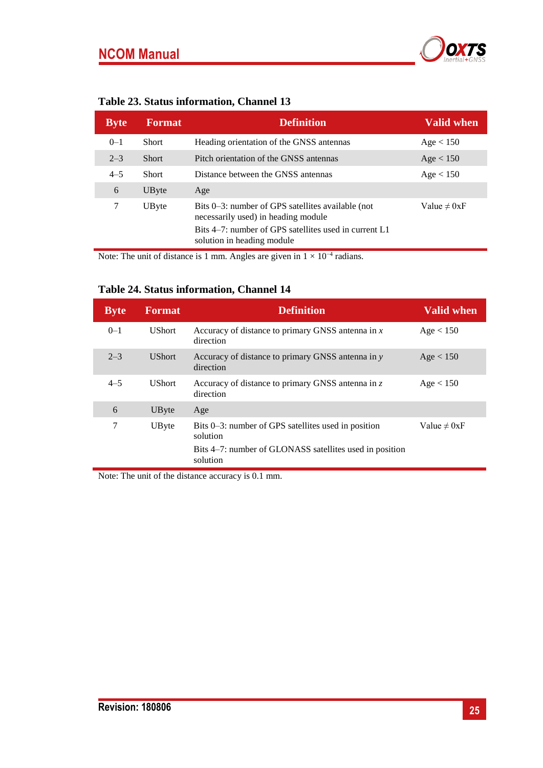### Table 23. Status information, Channel 13

| Byte | Format | Definition | Valid when |
|---|---|---|---|
| 0–1 | Short | Heading orientation of the GNSS antennas | Age < 150 |
| 2–3 | Short | Pitch orientation of the GNSS antennas | Age < 150 |
| 4–5 | Short | Distance between the GNSS antennas | Age < 150 |
| 6 | UByte | Age | |
| 7 | UByte | Bits 0–3: number of GPS satellites available (not necessarily used) in heading module<br>Bits 4–7: number of GPS satellites used in current L1 solution in heading module | Value ≠ 0xF |

Note: The unit of distance is 1 mm. Angles are given in $1 \times 10^{-4}$ radians.

### Table 24. Status information, Channel 14

| Byte | Format | Definition | Valid when |
|---|---|---|---|
| 0–1 | UShort | Accuracy of distance to primary GNSS antenna in *x* direction | Age < 150 |
| 2–3 | UShort | Accuracy of distance to primary GNSS antenna in *y* direction | Age < 150 |
| 4–5 | UShort | Accuracy of distance to primary GNSS antenna in *z* direction | Age < 150 |
| 6 | UByte | Age | |
| 7 | UByte | Bits 0–3: number of GPS satellites used in position solution<br>Bits 4–7: number of GLONASS satellites used in position solution | Value ≠ 0xF |

Note: The unit of the distance accuracy is 0.1 mm.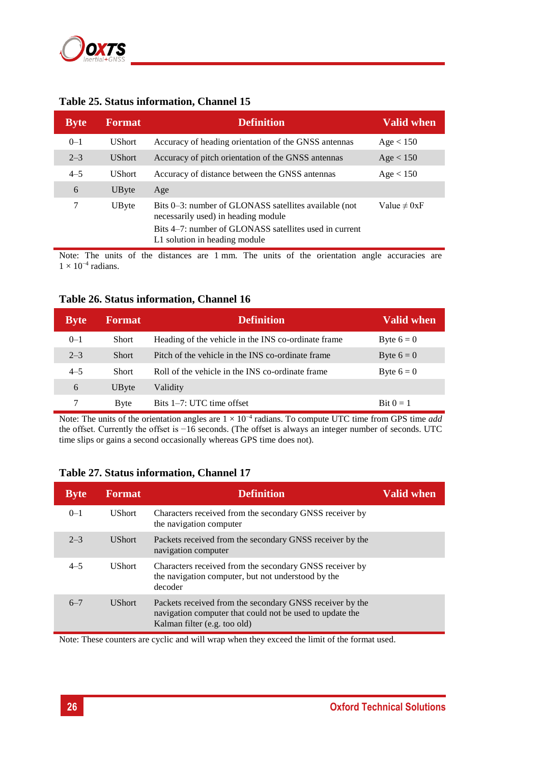### Table 25. Status information, Channel 15

| Byte | Format | Definition | Valid when |
|---|---|---|---|
| 0–1 | UShort | Accuracy of heading orientation of the GNSS antennas | Age < 150 |
| 2–3 | UShort | Accuracy of pitch orientation of the GNSS antennas | Age < 150 |
| 4–5 | UShort | Accuracy of distance between the GNSS antennas | Age < 150 |
| 6 | UByte | Age | |
| 7 | UByte | Bits 0–3: number of GLONASS satellites available (not necessarily used) in heading module<br>Bits 4–7: number of GLONASS satellites used in current L1 solution in heading module | Value ≠ 0xF |

Note: The units of the distances are 1 mm. The units of the orientation angle accuracies are $1 \times 10^{-4}$ radians.

### Table 26. Status information, Channel 16

| Byte | Format | Definition | Valid when |
|---|---|---|---|
| 0–1 | Short | Heading of the vehicle in the INS co-ordinate frame | Byte 6 = 0 |
| 2–3 | Short | Pitch of the vehicle in the INS co-ordinate frame | Byte 6 = 0 |
| 4–5 | Short | Roll of the vehicle in the INS co-ordinate frame | Byte 6 = 0 |
| 6 | UByte | Validity | |
| 7 | Byte | Bits 1–7: UTC time offset | Bit 0 = 1 |

Note: The units of the orientation angles are $1 \times 10^{-4}$ radians. To compute UTC time from GPS time *add* the offset. Currently the offset is −16 seconds. (The offset is always an integer number of seconds. UTC time slips or gains a second occasionally whereas GPS time does not).

### Table 27. Status information, Channel 17

| Byte | Format | Definition | Valid when |
|---|---|---|---|
| 0–1 | UShort | Characters received from the secondary GNSS receiver by the navigation computer | |
| 2–3 | UShort | Packets received from the secondary GNSS receiver by the navigation computer | |
| 4–5 | UShort | Characters received from the secondary GNSS receiver by the navigation computer, but not understood by the decoder | |
| 6–7 | UShort | Packets received from the secondary GNSS receiver by the navigation computer that could not be used to update the Kalman filter (e.g. too old) | |

Note: These counters are cyclic and will wrap when they exceed the limit of the format used.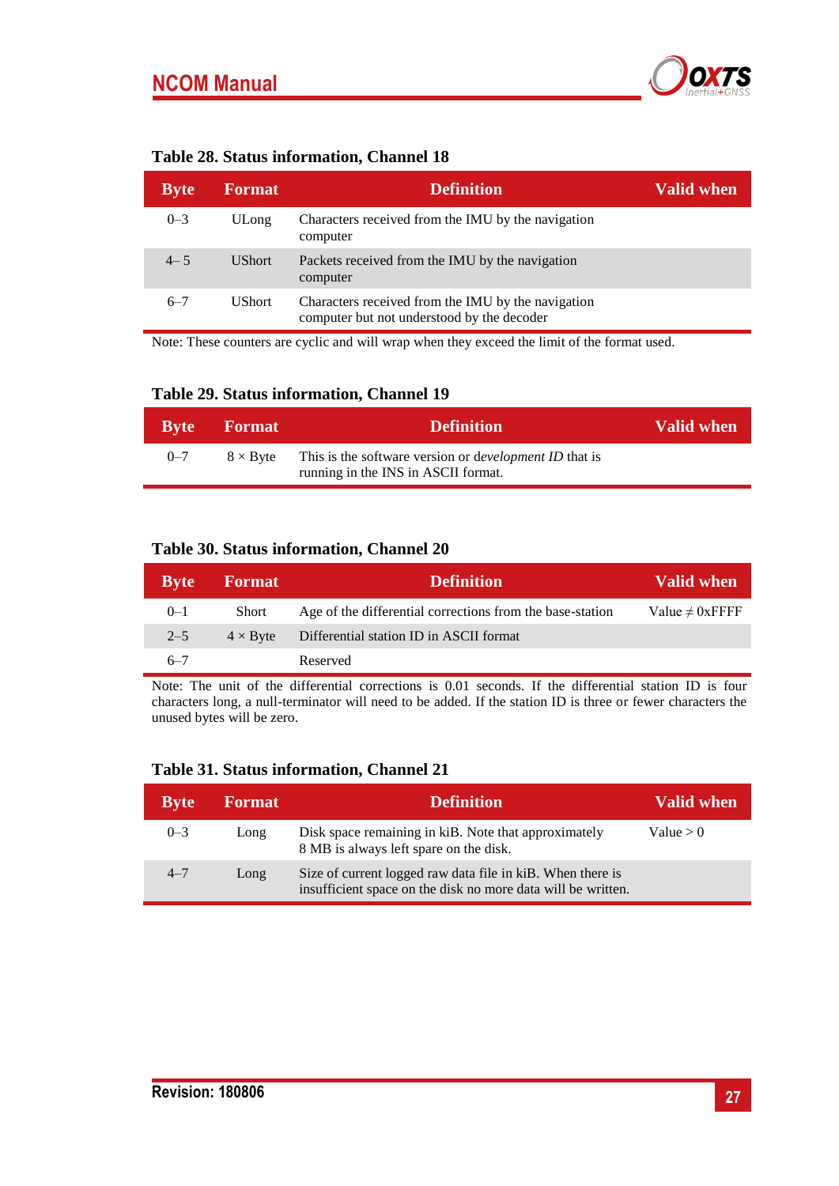**Table 28. Status information, Channel 18**

| Byte | Format | Definition | Valid when |
|---|---|---|---|
| 0–3 | ULong | Characters received from the IMU by the navigation computer | |
| 4– 5 | UShort | Packets received from the IMU by the navigation computer | |
| 6–7 | UShort | Characters received from the IMU by the navigation computer but not understood by the decoder | |

Note: These counters are cyclic and will wrap when they exceed the limit of the format used.

**Table 29. Status information, Channel 19**

| Byte | Format | Definition | Valid when |
|---|---|---|---|
| 0–7 | 8 × Byte | This is the software version or *development ID* that is running in the INS in ASCII format. | |

**Table 30. Status information, Channel 20**

| Byte | Format | Definition | Valid when |
|---|---|---|---|
| 0–1 | Short | Age of the differential corrections from the base-station | Value ≠ 0xFFFF |
| 2–5 | 4 × Byte | Differential station ID in ASCII format | |
| 6–7 | | Reserved | |

Note: The unit of the differential corrections is 0.01 seconds. If the differential station ID is four characters long, a null-terminator will need to be added. If the station ID is three or fewer characters the unused bytes will be zero.

**Table 31. Status information, Channel 21**

| Byte | Format | Definition | Valid when |
|---|---|---|---|
| 0–3 | Long | Disk space remaining in kiB. Note that approximately 8 MB is always left spare on the disk. | Value > 0 |
| 4–7 | Long | Size of current logged raw data file in kiB. When there is insufficient space on the disk no more data will be written. | |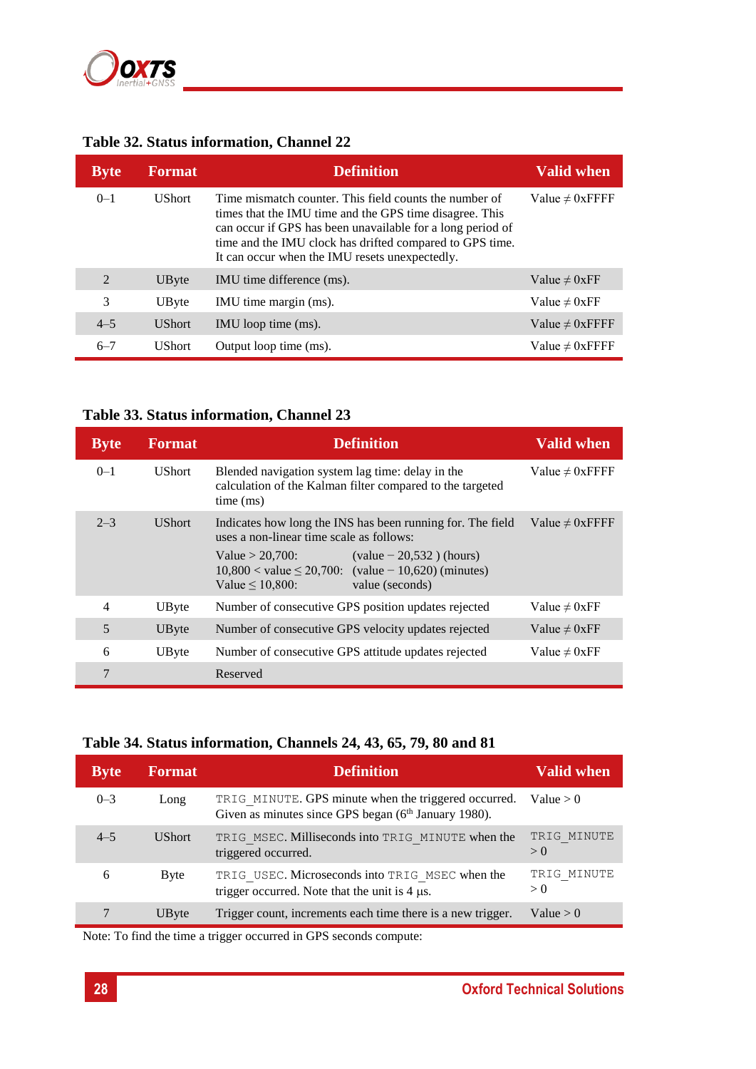**Table 32. Status information, Channel 22**

| Byte | Format | Definition | Valid when |
|---|---|---|---|
| 0–1 | UShort | Time mismatch counter. This field counts the number of times that the IMU time and the GPS time disagree. This can occur if GPS has been unavailable for a long period of time and the IMU clock has drifted compared to GPS time. It can occur when the IMU resets unexpectedly. | Value ≠ 0xFFFF |
| 2 | UByte | IMU time difference (ms). | Value ≠ 0xFF |
| 3 | UByte | IMU time margin (ms). | Value ≠ 0xFF |
| 4–5 | UShort | IMU loop time (ms). | Value ≠ 0xFFFF |
| 6–7 | UShort | Output loop time (ms). | Value ≠ 0xFFFF |

**Table 33. Status information, Channel 23**

| Byte | Format | Definition | Valid when |
|---|---|---|---|
| 0–1 | UShort | Blended navigation system lag time: delay in the calculation of the Kalman filter compared to the targeted time (ms) | Value ≠ 0xFFFF |
| 2–3 | UShort | Indicates how long the INS has been running for. The field uses a non-linear time scale as follows:<br>Value > 20,700: (value − 20,532 ) (hours)<br>10,800 < value ≤ 20,700: (value − 10,620) (minutes)<br>Value ≤ 10,800: value (seconds) | Value ≠ 0xFFFF |
| 4 | UByte | Number of consecutive GPS position updates rejected | Value ≠ 0xFF |
| 5 | UByte | Number of consecutive GPS velocity updates rejected | Value ≠ 0xFF |
| 6 | UByte | Number of consecutive GPS attitude updates rejected | Value ≠ 0xFF |
| 7 | | Reserved | |

**Table 34. Status information, Channels 24, 43, 65, 79, 80 and 81**

| Byte | Format | Definition | Valid when |
|---|---|---|---|
| 0–3 | Long | `TRIG_MINUTE`. GPS minute when the triggered occurred. Given as minutes since GPS began (6th January 1980). | Value > 0 |
| 4–5 | UShort | `TRIG_MSEC`. Milliseconds into `TRIG_MINUTE` when the triggered occurred. | `TRIG_MINUTE` > 0 |
| 6 | Byte | `TRIG_USEC`. Microseconds into `TRIG_MSEC` when the trigger occurred. Note that the unit is 4 µs. | `TRIG_MINUTE` > 0 |
| 7 | UByte | Trigger count, increments each time there is a new trigger. | Value > 0 |

Note: To find the time a trigger occurred in GPS seconds compute: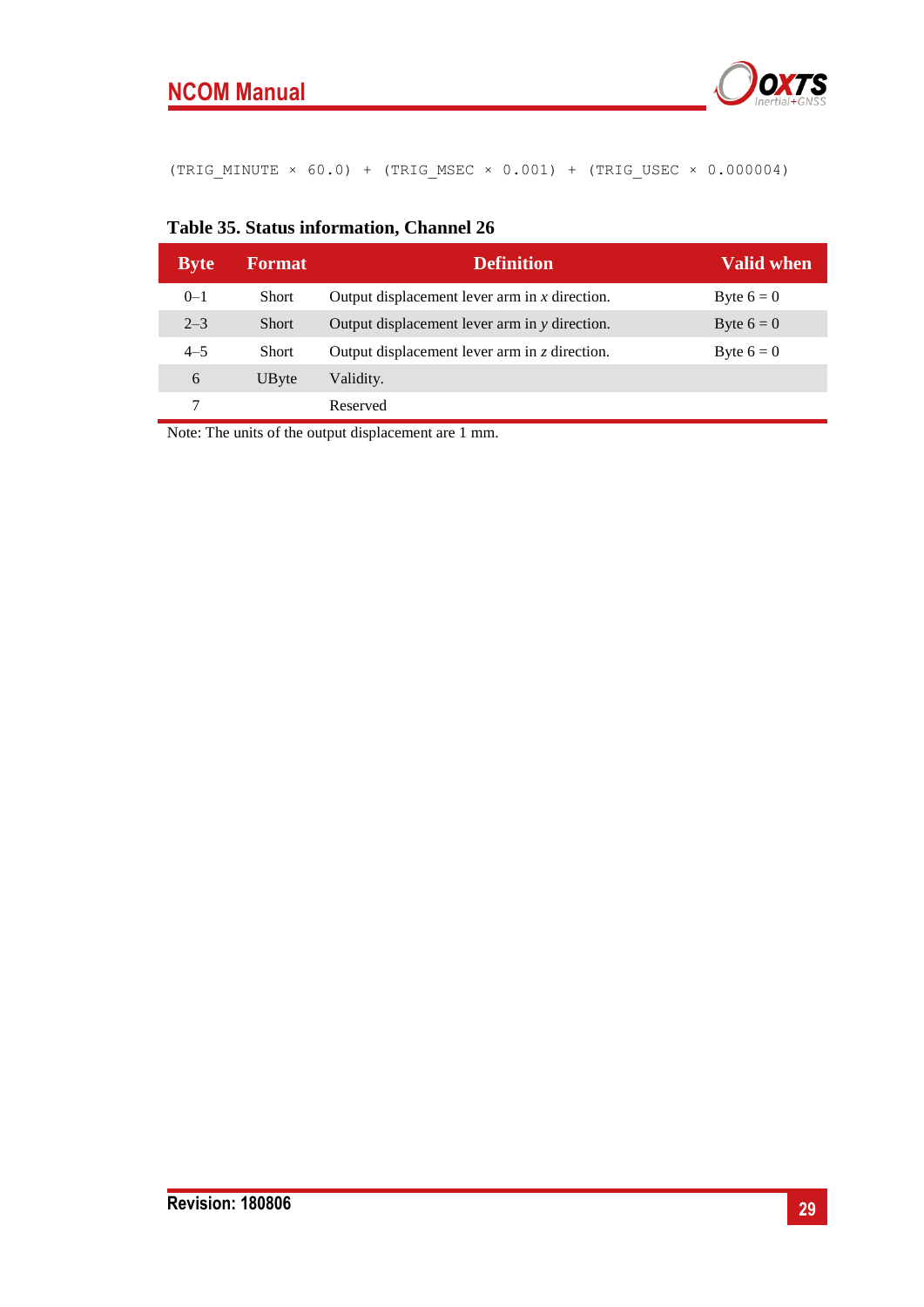```
(TRIG_MINUTE × 60.0) + (TRIG_MSEC × 0.001) + (TRIG_USEC × 0.000004)
```

**Table 35. Status information, Channel 26**

| Byte | Format | Definition | Valid when |
|---|---|---|---|
| 0–1 | Short | Output displacement lever arm in *x* direction. | Byte 6 = 0 |
| 2–3 | Short | Output displacement lever arm in *y* direction. | Byte 6 = 0 |
| 4–5 | Short | Output displacement lever arm in *z* direction. | Byte 6 = 0 |
| 6 | UByte | Validity. | |
| 7 | | Reserved | |

Note: The units of the output displacement are 1 mm.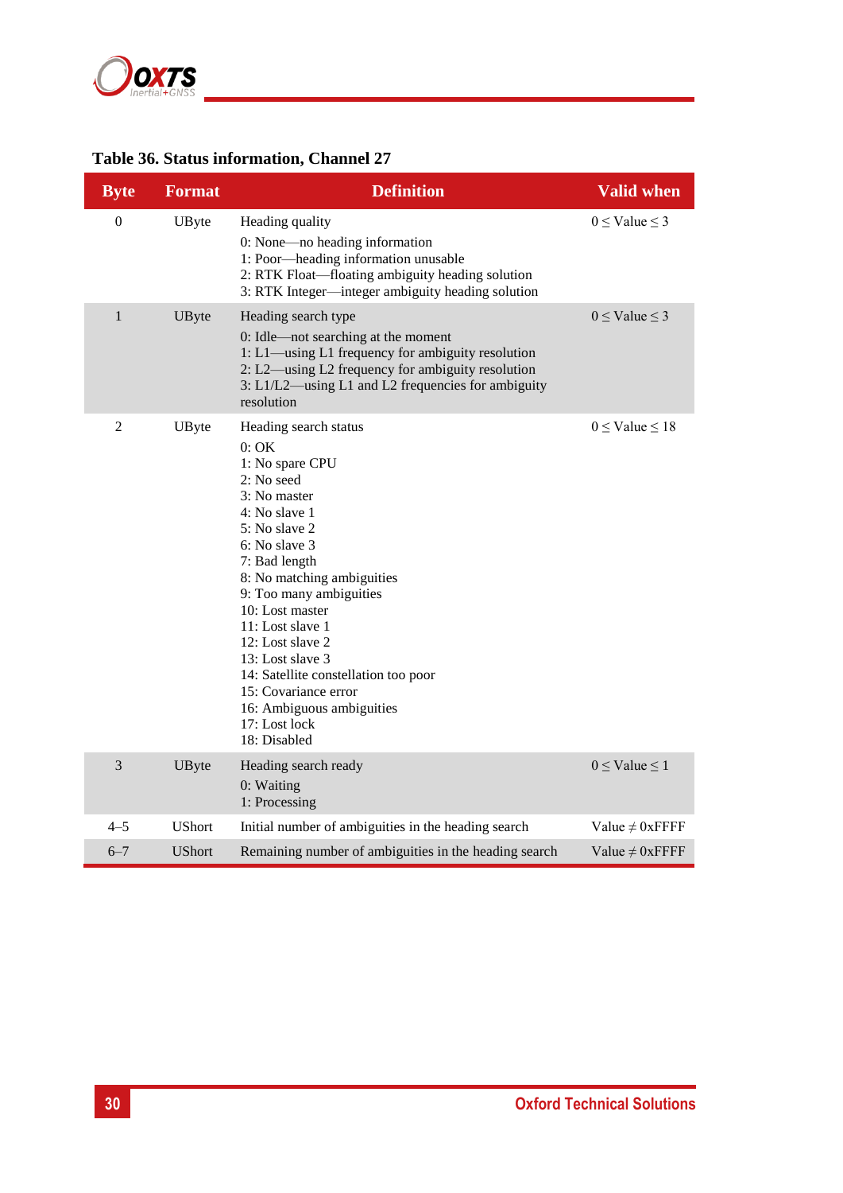**Table 36. Status information, Channel 27**

| Byte | Format | Definition | Valid when |
|---|---|---|---|
| 0 | UByte | Heading quality<br>0: None—no heading information<br>1: Poor—heading information unusable<br>2: RTK Float—floating ambiguity heading solution<br>3: RTK Integer—integer ambiguity heading solution | 0 ≤ Value ≤ 3 |
| 1 | UByte | Heading search type<br>0: Idle—not searching at the moment<br>1: L1—using L1 frequency for ambiguity resolution<br>2: L2—using L2 frequency for ambiguity resolution<br>3: L1/L2—using L1 and L2 frequencies for ambiguity resolution | 0 ≤ Value ≤ 3 |
| 2 | UByte | Heading search status<br>0: OK<br>1: No spare CPU<br>2: No seed<br>3: No master<br>4: No slave 1<br>5: No slave 2<br>6: No slave 3<br>7: Bad length<br>8: No matching ambiguities<br>9: Too many ambiguities<br>10: Lost master<br>11: Lost slave 1<br>12: Lost slave 2<br>13: Lost slave 3<br>14: Satellite constellation too poor<br>15: Covariance error<br>16: Ambiguous ambiguities<br>17: Lost lock<br>18: Disabled | 0 ≤ Value ≤ 18 |
| 3 | UByte | Heading search ready<br>0: Waiting<br>1: Processing | 0 ≤ Value ≤ 1 |
| 4–5 | UShort | Initial number of ambiguities in the heading search | Value ≠ 0xFFFF |
| 6–7 | UShort | Remaining number of ambiguities in the heading search | Value ≠ 0xFFFF |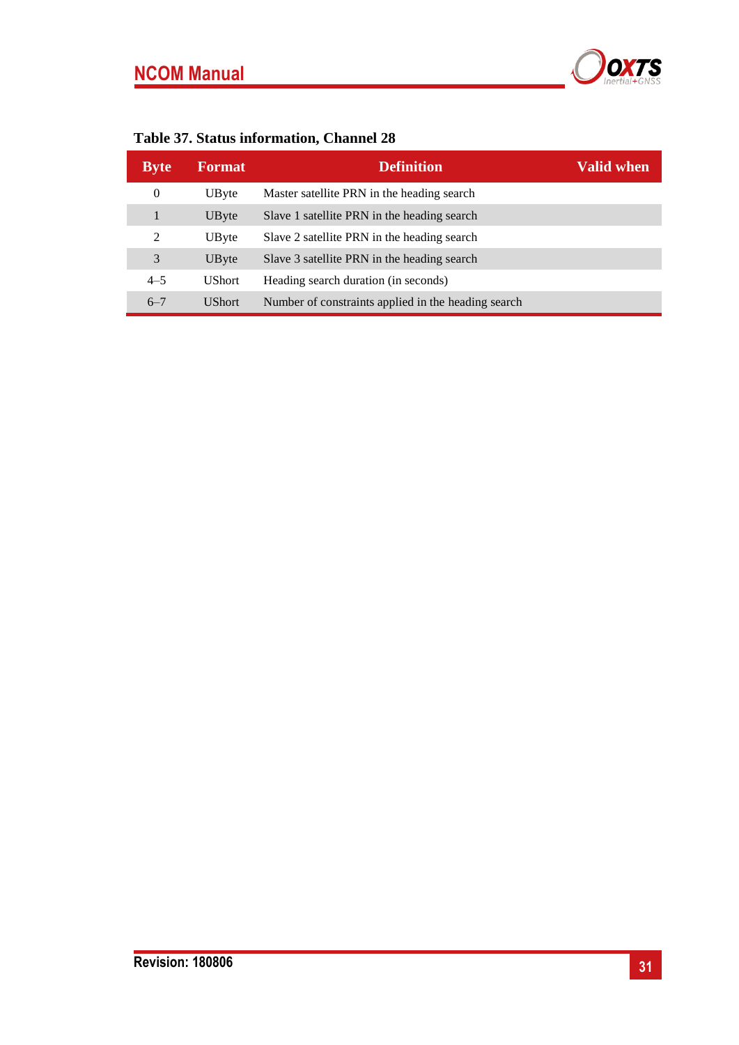**Table 37. Status information, Channel 28**

| Byte | Format | Definition | Valid when |
| --- | --- | --- | --- |
| 0 | UByte | Master satellite PRN in the heading search | |
| 1 | UByte | Slave 1 satellite PRN in the heading search | |
| 2 | UByte | Slave 2 satellite PRN in the heading search | |
| 3 | UByte | Slave 3 satellite PRN in the heading search | |
| 4–5 | UShort | Heading search duration (in seconds) | |
| 6–7 | UShort | Number of constraints applied in the heading search | |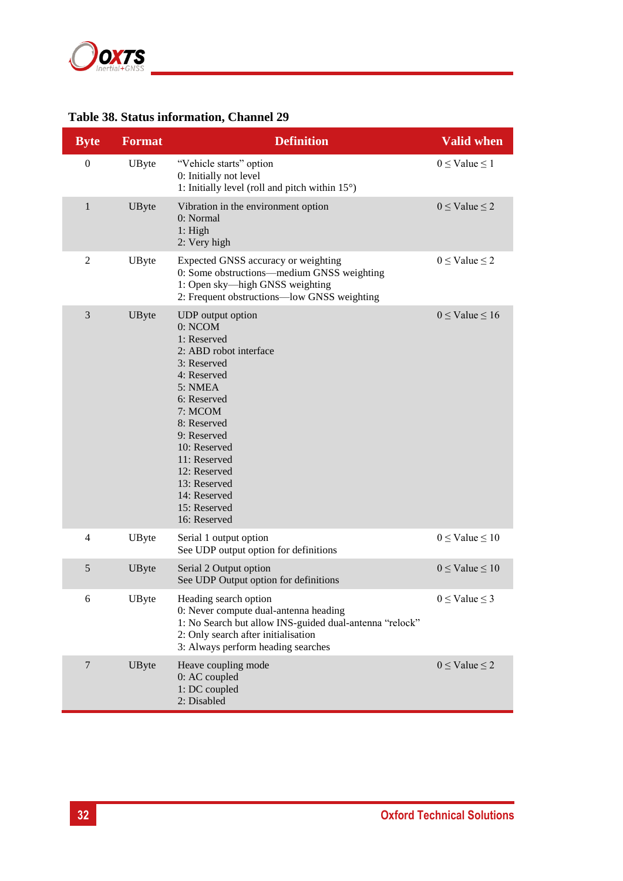**Table 38. Status information, Channel 29**

| Byte | Format | Definition | Valid when |
|---|---|---|---|
| 0 | UByte | "Vehicle starts" option<br>0: Initially not level<br>1: Initially level (roll and pitch within 15°) | 0 ≤ Value ≤ 1 |
| 1 | UByte | Vibration in the environment option<br>0: Normal<br>1: High<br>2: Very high | 0 ≤ Value ≤ 2 |
| 2 | UByte | Expected GNSS accuracy or weighting<br>0: Some obstructions—medium GNSS weighting<br>1: Open sky—high GNSS weighting<br>2: Frequent obstructions—low GNSS weighting | 0 ≤ Value ≤ 2 |
| 3 | UByte | UDP output option<br>0: NCOM<br>1: Reserved<br>2: ABD robot interface<br>3: Reserved<br>4: Reserved<br>5: NMEA<br>6: Reserved<br>7: MCOM<br>8: Reserved<br>9: Reserved<br>10: Reserved<br>11: Reserved<br>12: Reserved<br>13: Reserved<br>14: Reserved<br>15: Reserved<br>16: Reserved | 0 ≤ Value ≤ 16 |
| 4 | UByte | Serial 1 output option<br>See UDP output option for definitions | 0 ≤ Value ≤ 10 |
| 5 | UByte | Serial 2 Output option<br>See UDP Output option for definitions | 0 ≤ Value ≤ 10 |
| 6 | UByte | Heading search option<br>0: Never compute dual-antenna heading<br>1: No Search but allow INS-guided dual-antenna "relock"<br>2: Only search after initialisation<br>3: Always perform heading searches | 0 ≤ Value ≤ 3 |
| 7 | UByte | Heave coupling mode<br>0: AC coupled<br>1: DC coupled<br>2: Disabled | 0 ≤ Value ≤ 2 |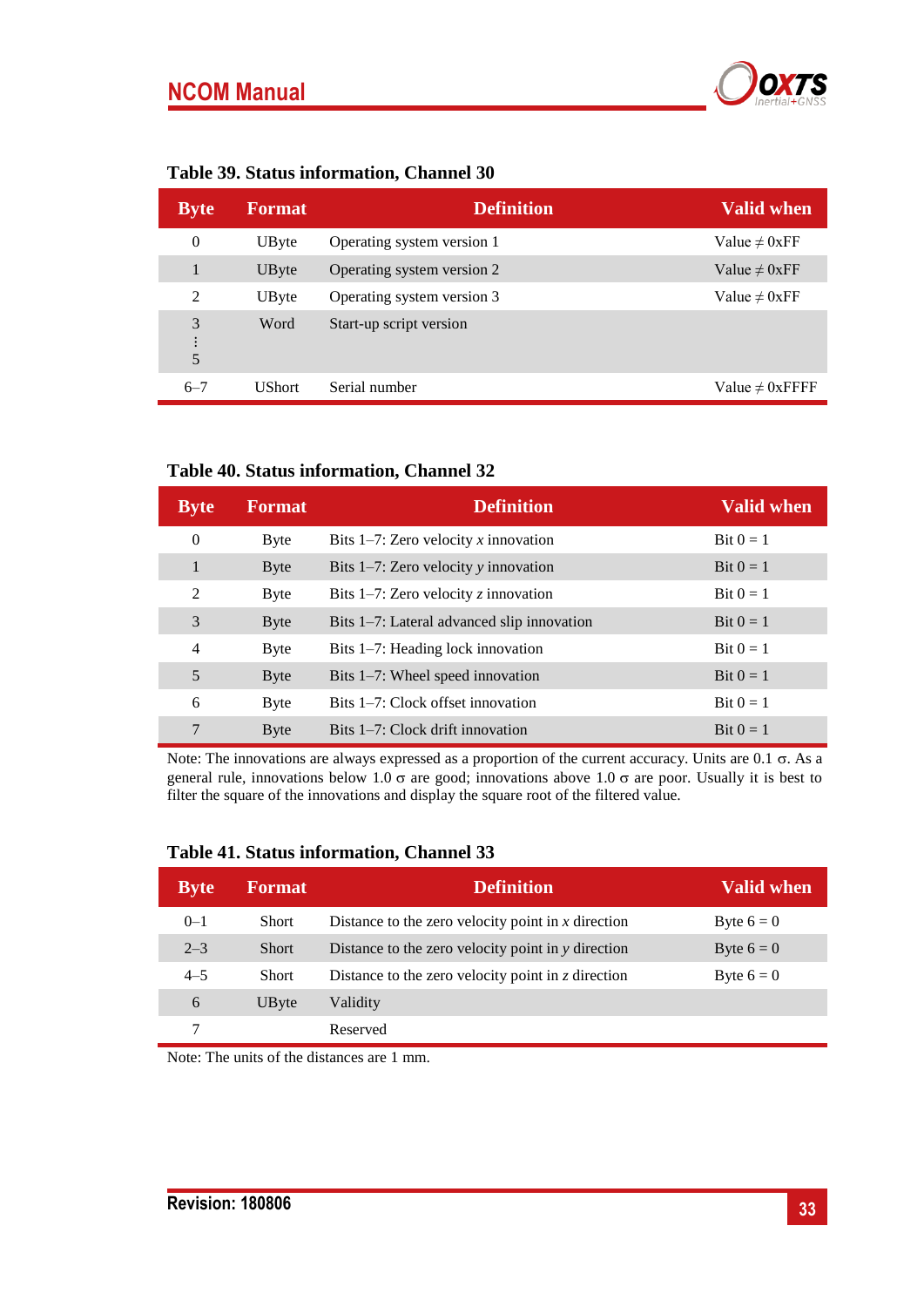**Table 39. Status information, Channel 30**

| Byte | Format | Definition | Valid when |
|---|---|---|---|
| 0 | UByte | Operating system version 1 | Value ≠ 0xFF |
| 1 | UByte | Operating system version 2 | Value ≠ 0xFF |
| 2 | UByte | Operating system version 3 | Value ≠ 0xFF |
| 3 ⋮ 5 | Word | Start-up script version | |
| 6–7 | UShort | Serial number | Value ≠ 0xFFFF |

**Table 40. Status information, Channel 32**

| Byte | Format | Definition | Valid when |
|---|---|---|---|
| 0 | Byte | Bits 1–7: Zero velocity *x* innovation | Bit 0 = 1 |
| 1 | Byte | Bits 1–7: Zero velocity *y* innovation | Bit 0 = 1 |
| 2 | Byte | Bits 1–7: Zero velocity *z* innovation | Bit 0 = 1 |
| 3 | Byte | Bits 1–7: Lateral advanced slip innovation | Bit 0 = 1 |
| 4 | Byte | Bits 1–7: Heading lock innovation | Bit 0 = 1 |
| 5 | Byte | Bits 1–7: Wheel speed innovation | Bit 0 = 1 |
| 6 | Byte | Bits 1–7: Clock offset innovation | Bit 0 = 1 |
| 7 | Byte | Bits 1–7: Clock drift innovation | Bit 0 = 1 |

Note: The innovations are always expressed as a proportion of the current accuracy. Units are 0.1 $\sigma$. As a general rule, innovations below 1.0 $\sigma$ are good; innovations above 1.0 $\sigma$ are poor. Usually it is best to filter the square of the innovations and display the square root of the filtered value.

**Table 41. Status information, Channel 33**

| Byte | Format | Definition | Valid when |
|---|---|---|---|
| 0–1 | Short | Distance to the zero velocity point in *x* direction | Byte 6 = 0 |
| 2–3 | Short | Distance to the zero velocity point in *y* direction | Byte 6 = 0 |
| 4–5 | Short | Distance to the zero velocity point in *z* direction | Byte 6 = 0 |
| 6 | UByte | Validity | |
| 7 | | Reserved | |

Note: The units of the distances are 1 mm.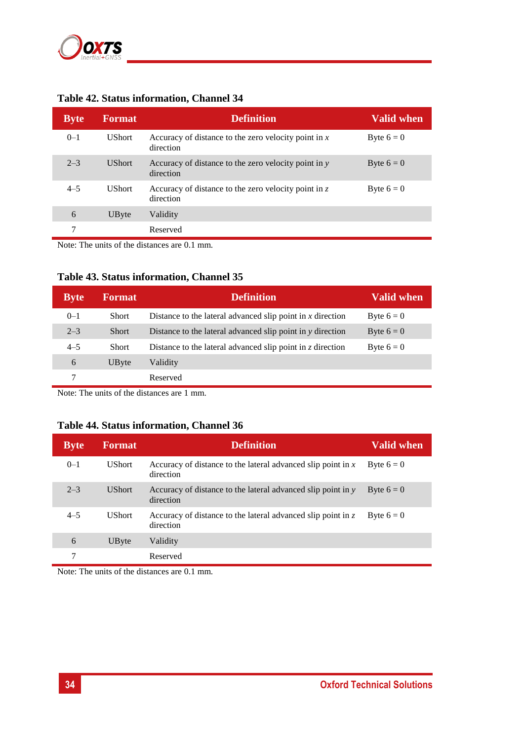### Table 42. Status information, Channel 34

| Byte | Format | Definition | Valid when |
|---|---|---|---|
| 0–1 | UShort | Accuracy of distance to the zero velocity point in *x* direction | Byte 6 = 0 |
| 2–3 | UShort | Accuracy of distance to the zero velocity point in *y* direction | Byte 6 = 0 |
| 4–5 | UShort | Accuracy of distance to the zero velocity point in *z* direction | Byte 6 = 0 |
| 6 | UByte | Validity | |
| 7 | | Reserved | |

Note: The units of the distances are 0.1 mm.

### Table 43. Status information, Channel 35

| Byte | Format | Definition | Valid when |
|---|---|---|---|
| 0–1 | Short | Distance to the lateral advanced slip point in *x* direction | Byte 6 = 0 |
| 2–3 | Short | Distance to the lateral advanced slip point in *y* direction | Byte 6 = 0 |
| 4–5 | Short | Distance to the lateral advanced slip point in *z* direction | Byte 6 = 0 |
| 6 | UByte | Validity | |
| 7 | | Reserved | |

Note: The units of the distances are 1 mm.

### Table 44. Status information, Channel 36

| Byte | Format | Definition | Valid when |
|---|---|---|---|
| 0–1 | UShort | Accuracy of distance to the lateral advanced slip point in *x* direction | Byte 6 = 0 |
| 2–3 | UShort | Accuracy of distance to the lateral advanced slip point in *y* direction | Byte 6 = 0 |
| 4–5 | UShort | Accuracy of distance to the lateral advanced slip point in *z* direction | Byte 6 = 0 |
| 6 | UByte | Validity | |
| 7 | | Reserved | |

Note: The units of the distances are 0.1 mm.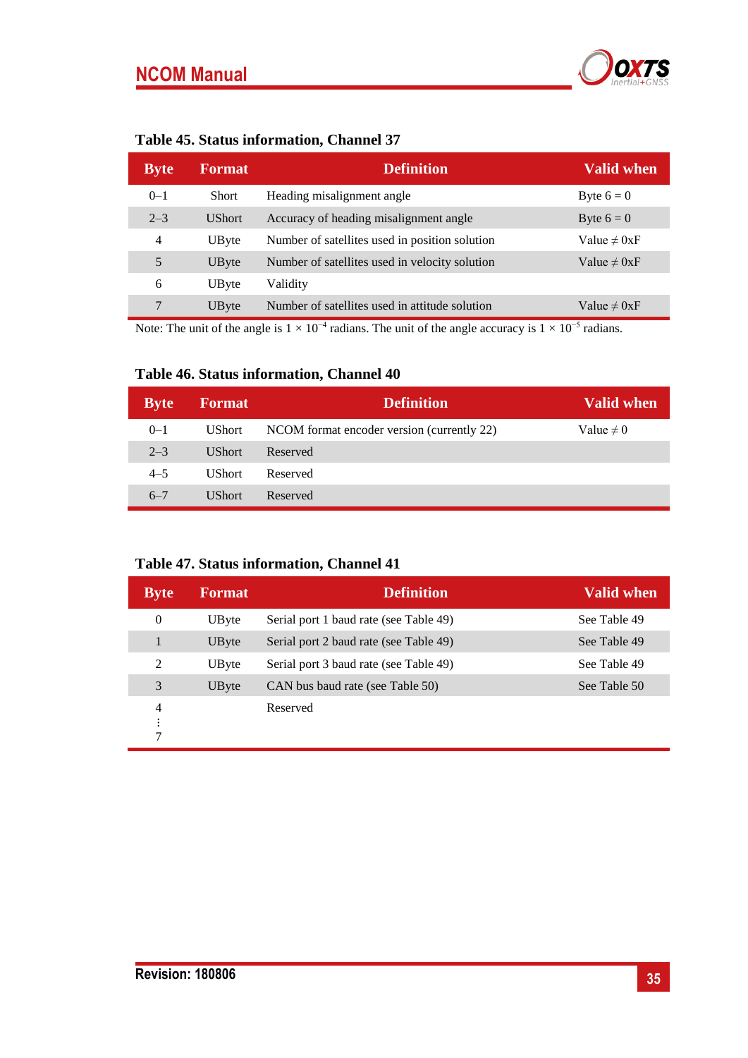### Table 45. Status information, Channel 37

| Byte | Format | Definition | Valid when |
|---|---|---|---|
| 0–1 | Short | Heading misalignment angle | Byte 6 = 0 |
| 2–3 | UShort | Accuracy of heading misalignment angle | Byte 6 = 0 |
| 4 | UByte | Number of satellites used in position solution | Value ≠ 0xF |
| 5 | UByte | Number of satellites used in velocity solution | Value ≠ 0xF |
| 6 | UByte | Validity | |
| 7 | UByte | Number of satellites used in attitude solution | Value ≠ 0xF |

Note: The unit of the angle is $1 \times 10^{-4}$ radians. The unit of the angle accuracy is $1 \times 10^{-5}$ radians.

### Table 46. Status information, Channel 40

| Byte | Format | Definition | Valid when |
|---|---|---|---|
| 0–1 | UShort | NCOM format encoder version (currently 22) | Value ≠ 0 |
| 2–3 | UShort | Reserved | |
| 4–5 | UShort | Reserved | |
| 6–7 | UShort | Reserved | |

### Table 47. Status information, Channel 41

| Byte | Format | Definition | Valid when |
|---|---|---|---|
| 0 | UByte | Serial port 1 baud rate (see Table 49) | See Table 49 |
| 1 | UByte | Serial port 2 baud rate (see Table 49) | See Table 49 |
| 2 | UByte | Serial port 3 baud rate (see Table 49) | See Table 49 |
| 3 | UByte | CAN bus baud rate (see Table 50) | See Table 50 |
| 4 ⋮ 7 | | Reserved | |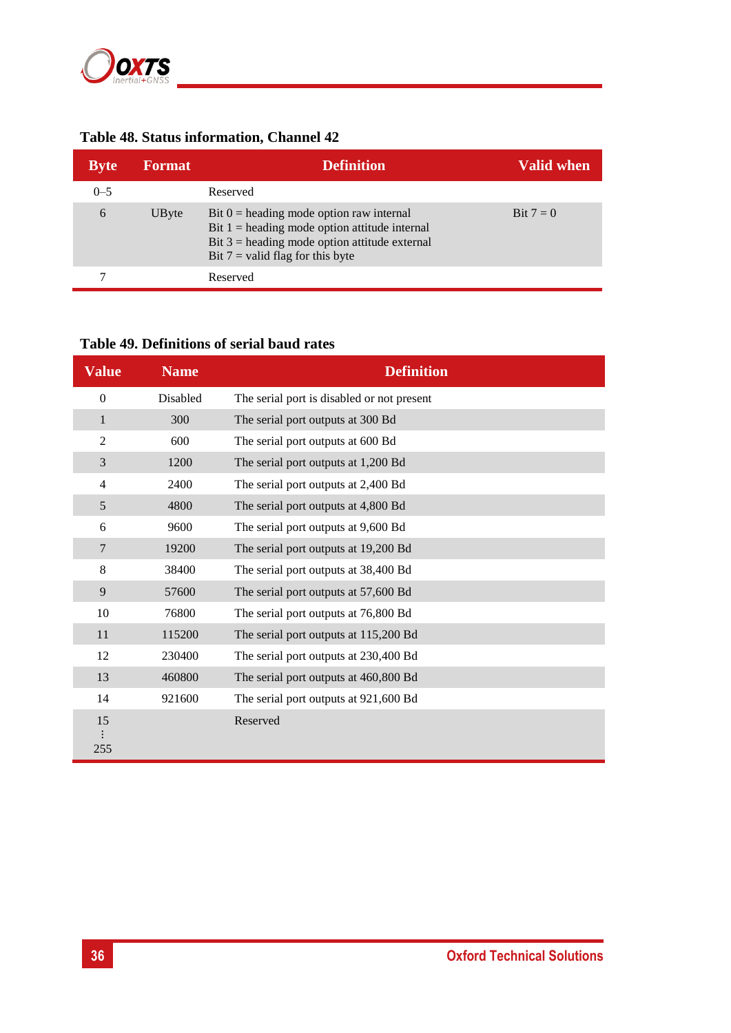**Table 48. Status information, Channel 42**

| Byte | Format | Definition | Valid when |
|---|---|---|---|
| 0–5 | | Reserved | |
| 6 | UByte | Bit 0 = heading mode option raw internal<br>Bit 1 = heading mode option attitude internal<br>Bit 3 = heading mode option attitude external<br>Bit 7 = valid flag for this byte | Bit 7 = 0 |
| 7 | | Reserved | |

**Table 49. Definitions of serial baud rates**

| Value | Name | Definition |
|---|---|---|
| 0 | Disabled | The serial port is disabled or not present |
| 1 | 300 | The serial port outputs at 300 Bd |
| 2 | 600 | The serial port outputs at 600 Bd |
| 3 | 1200 | The serial port outputs at 1,200 Bd |
| 4 | 2400 | The serial port outputs at 2,400 Bd |
| 5 | 4800 | The serial port outputs at 4,800 Bd |
| 6 | 9600 | The serial port outputs at 9,600 Bd |
| 7 | 19200 | The serial port outputs at 19,200 Bd |
| 8 | 38400 | The serial port outputs at 38,400 Bd |
| 9 | 57600 | The serial port outputs at 57,600 Bd |
| 10 | 76800 | The serial port outputs at 76,800 Bd |
| 11 | 115200 | The serial port outputs at 115,200 Bd |
| 12 | 230400 | The serial port outputs at 230,400 Bd |
| 13 | 460800 | The serial port outputs at 460,800 Bd |
| 14 | 921600 | The serial port outputs at 921,600 Bd |
| 15<br>⋮<br>255 | | Reserved |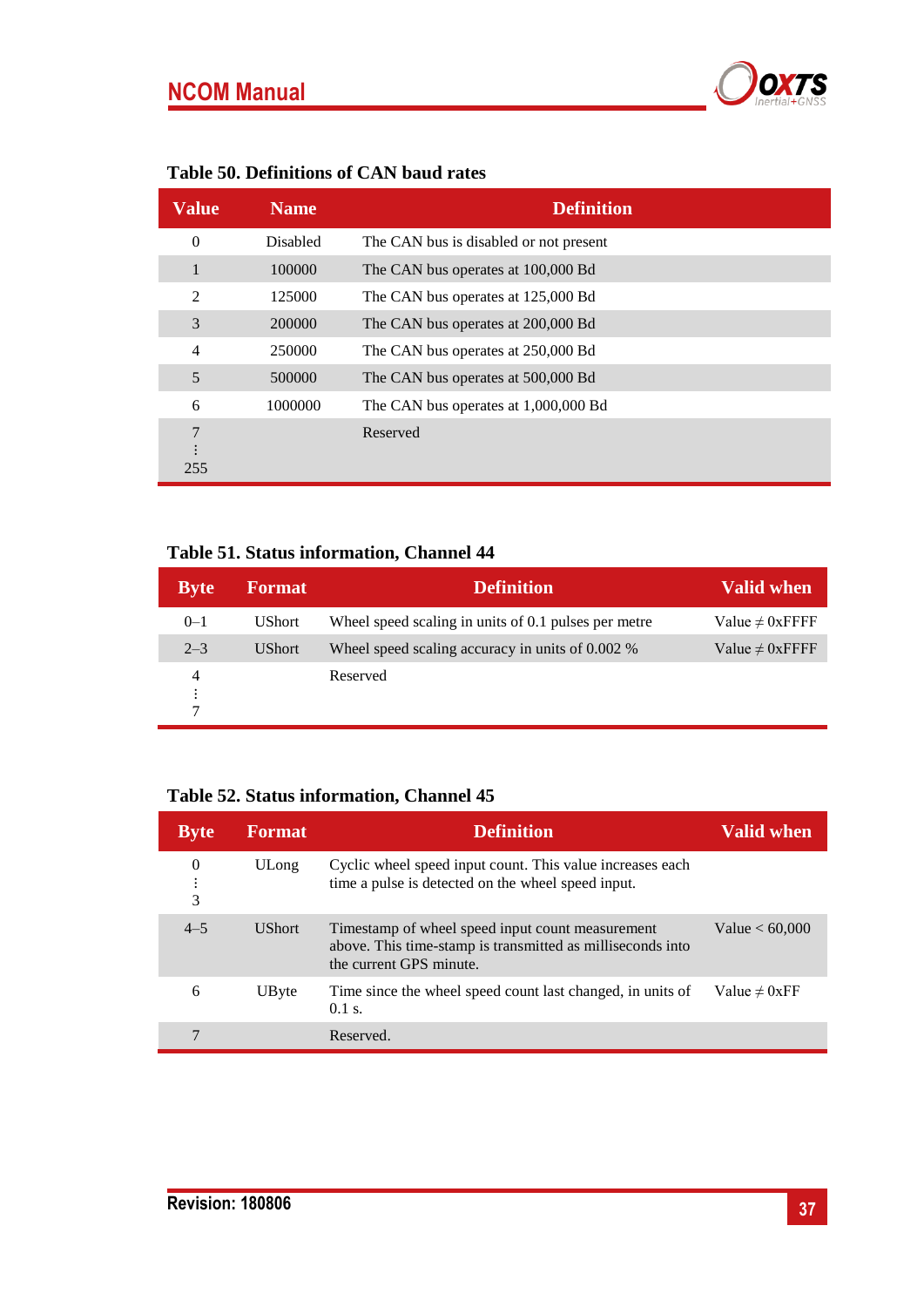**Table 50. Definitions of CAN baud rates**

| Value | Name | Definition |
|---|---|---|
| 0 | Disabled | The CAN bus is disabled or not present |
| 1 | 100000 | The CAN bus operates at 100,000 Bd |
| 2 | 125000 | The CAN bus operates at 125,000 Bd |
| 3 | 200000 | The CAN bus operates at 200,000 Bd |
| 4 | 250000 | The CAN bus operates at 250,000 Bd |
| 5 | 500000 | The CAN bus operates at 500,000 Bd |
| 6 | 1000000 | The CAN bus operates at 1,000,000 Bd |
| 7 ⋮ 255 | | Reserved |

**Table 51. Status information, Channel 44**

| Byte | Format | Definition | Valid when |
|---|---|---|---|
| 0–1 | UShort | Wheel speed scaling in units of 0.1 pulses per metre | Value ≠ 0xFFFF |
| 2–3 | UShort | Wheel speed scaling accuracy in units of 0.002 % | Value ≠ 0xFFFF |
| 4 ⋮ 7 | | Reserved | |

**Table 52. Status information, Channel 45**

| Byte | Format | Definition | Valid when |
|---|---|---|---|
| 0 ⋮ 3 | ULong | Cyclic wheel speed input count. This value increases each time a pulse is detected on the wheel speed input. | |
| 4–5 | UShort | Timestamp of wheel speed input count measurement above. This time-stamp is transmitted as milliseconds into the current GPS minute. | Value < 60,000 |
| 6 | UByte | Time since the wheel speed count last changed, in units of 0.1 s. | Value ≠ 0xFF |
| 7 | | Reserved. | |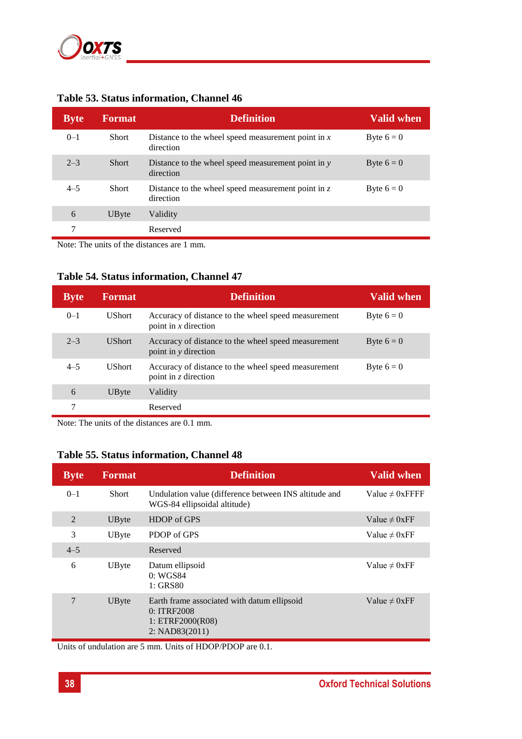**Table 53. Status information, Channel 46**

| Byte | Format | Definition | Valid when |
|---|---|---|---|
| 0–1 | Short | Distance to the wheel speed measurement point in *x* direction | Byte 6 = 0 |
| 2–3 | Short | Distance to the wheel speed measurement point in *y* direction | Byte 6 = 0 |
| 4–5 | Short | Distance to the wheel speed measurement point in *z* direction | Byte 6 = 0 |
| 6 | UByte | Validity | |
| 7 | | Reserved | |

Note: The units of the distances are 1 mm.

**Table 54. Status information, Channel 47**

| Byte | Format | Definition | Valid when |
|---|---|---|---|
| 0–1 | UShort | Accuracy of distance to the wheel speed measurement point in *x* direction | Byte 6 = 0 |
| 2–3 | UShort | Accuracy of distance to the wheel speed measurement point in *y* direction | Byte 6 = 0 |
| 4–5 | UShort | Accuracy of distance to the wheel speed measurement point in *z* direction | Byte 6 = 0 |
| 6 | UByte | Validity | |
| 7 | | Reserved | |

Note: The units of the distances are 0.1 mm.

**Table 55. Status information, Channel 48**

| Byte | Format | Definition | Valid when |
|---|---|---|---|
| 0–1 | Short | Undulation value (difference between INS altitude and WGS-84 ellipsoidal altitude) | Value ≠ 0xFFFF |
| 2 | UByte | HDOP of GPS | Value ≠ 0xFF |
| 3 | UByte | PDOP of GPS | Value ≠ 0xFF |
| 4–5 | | Reserved | |
| 6 | UByte | Datum ellipsoid<br>0: WGS84<br>1: GRS80 | Value ≠ 0xFF |
| 7 | UByte | Earth frame associated with datum ellipsoid<br>0: ITRF2008<br>1: ETRF2000(R08)<br>2: NAD83(2011) | Value ≠ 0xFF |

Units of undulation are 5 mm. Units of HDOP/PDOP are 0.1.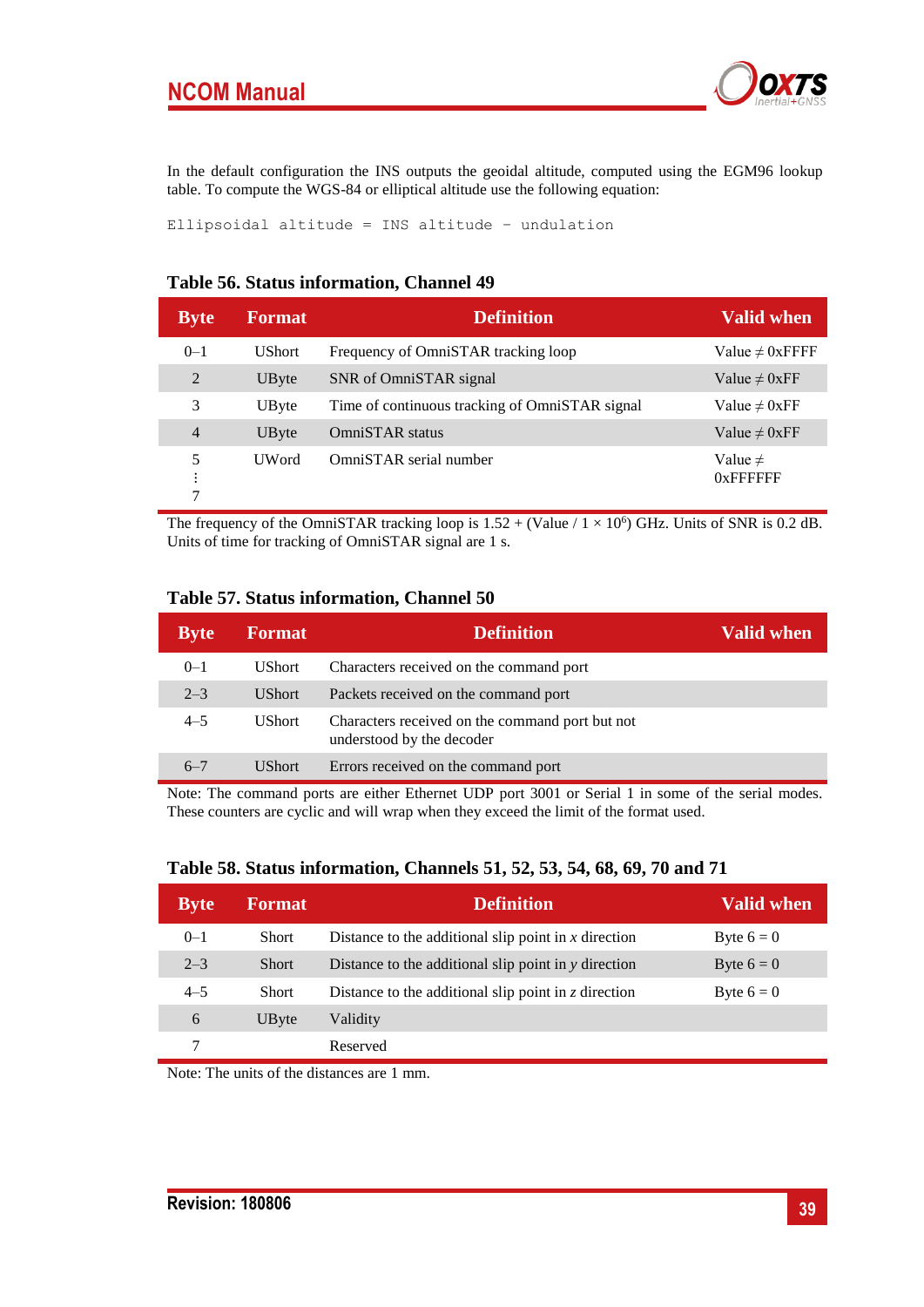In the default configuration the INS outputs the geoidal altitude, computed using the EGM96 lookup table. To compute the WGS-84 or elliptical altitude use the following equation:

```
Ellipsoidal altitude = INS altitude – undulation
```

### Table 56. Status information, Channel 49

| Byte | Format | Definition | Valid when |
|---|---|---|---|
| 0–1 | UShort | Frequency of OmniSTAR tracking loop | Value ≠ 0xFFFF |
| 2 | UByte | SNR of OmniSTAR signal | Value ≠ 0xFF |
| 3 | UByte | Time of continuous tracking of OmniSTAR signal | Value ≠ 0xFF |
| 4 | UByte | OmniSTAR status | Value ≠ 0xFF |
| 5 ⋮ 7 | UWord | OmniSTAR serial number | Value ≠ 0xFFFFFF |

The frequency of the OmniSTAR tracking loop is 1.52 + (Value / $1 \times 10^6$) GHz. Units of SNR is 0.2 dB. Units of time for tracking of OmniSTAR signal are 1 s.

### Table 57. Status information, Channel 50

| Byte | Format | Definition | Valid when |
|---|---|---|---|
| 0–1 | UShort | Characters received on the command port | |
| 2–3 | UShort | Packets received on the command port | |
| 4–5 | UShort | Characters received on the command port but not understood by the decoder | |
| 6–7 | UShort | Errors received on the command port | |

Note: The command ports are either Ethernet UDP port 3001 or Serial 1 in some of the serial modes. These counters are cyclic and will wrap when they exceed the limit of the format used.

### Table 58. Status information, Channels 51, 52, 53, 54, 68, 69, 70 and 71

| Byte | Format | Definition | Valid when |
|---|---|---|---|
| 0–1 | Short | Distance to the additional slip point in *x* direction | Byte 6 = 0 |
| 2–3 | Short | Distance to the additional slip point in *y* direction | Byte 6 = 0 |
| 4–5 | Short | Distance to the additional slip point in *z* direction | Byte 6 = 0 |
| 6 | UByte | Validity | |
| 7 | | Reserved | |

Note: The units of the distances are 1 mm.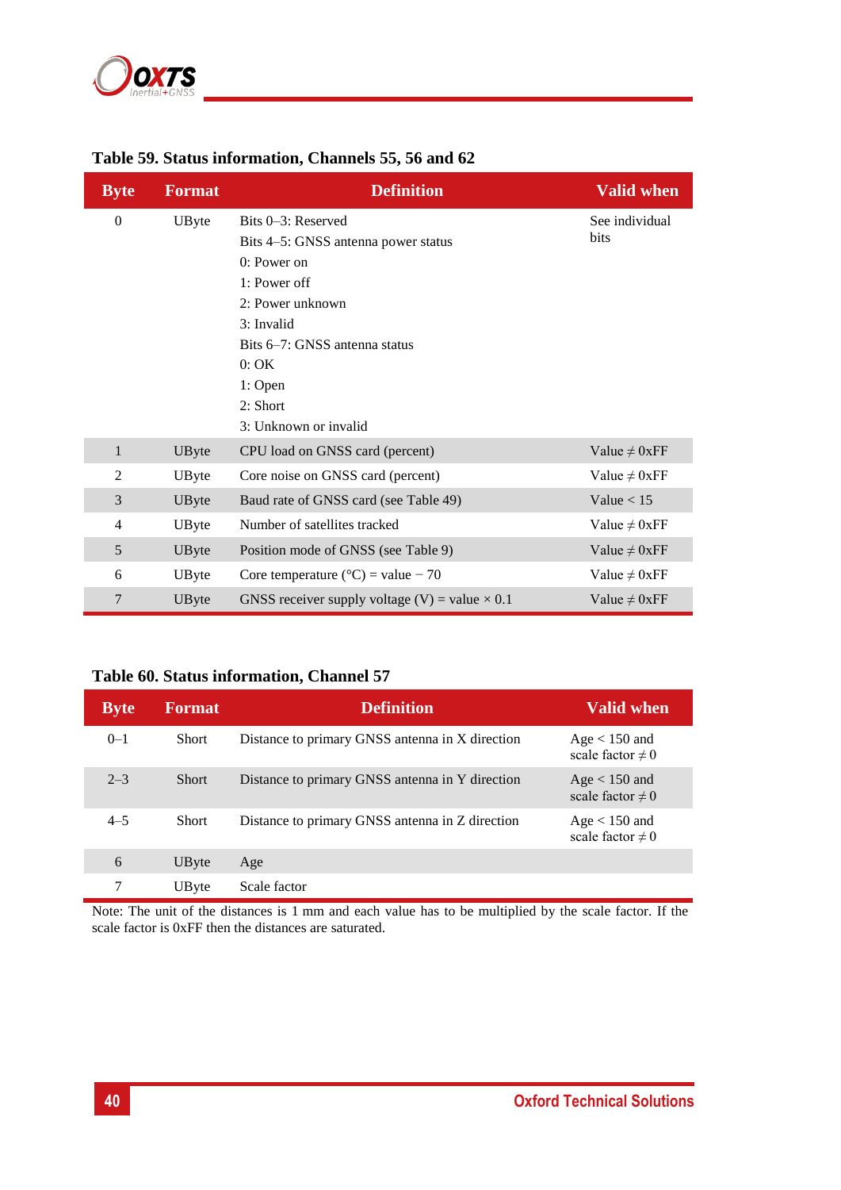### Table 59. Status information, Channels 55, 56 and 62

| Byte | Format | Definition | Valid when |
|---|---|---|---|
| 0 | UByte | Bits 0–3: Reserved<br>Bits 4–5: GNSS antenna power status<br>0: Power on<br>1: Power off<br>2: Power unknown<br>3: Invalid<br>Bits 6–7: GNSS antenna status<br>0: OK<br>1: Open<br>2: Short<br>3: Unknown or invalid | See individual bits |
| 1 | UByte | CPU load on GNSS card (percent) | Value ≠ 0xFF |
| 2 | UByte | Core noise on GNSS card (percent) | Value ≠ 0xFF |
| 3 | UByte | Baud rate of GNSS card (see Table 49) | Value < 15 |
| 4 | UByte | Number of satellites tracked | Value ≠ 0xFF |
| 5 | UByte | Position mode of GNSS (see Table 9) | Value ≠ 0xFF |
| 6 | UByte | Core temperature (°C) = value − 70 | Value ≠ 0xFF |
| 7 | UByte | GNSS receiver supply voltage (V) = value × 0.1 | Value ≠ 0xFF |

### Table 60. Status information, Channel 57

| Byte | Format | Definition | Valid when |
|---|---|---|---|
| 0–1 | Short | Distance to primary GNSS antenna in X direction | Age < 150 and scale factor ≠ 0 |
| 2–3 | Short | Distance to primary GNSS antenna in Y direction | Age < 150 and scale factor ≠ 0 |
| 4–5 | Short | Distance to primary GNSS antenna in Z direction | Age < 150 and scale factor ≠ 0 |
| 6 | UByte | Age | |
| 7 | UByte | Scale factor | |

Note: The unit of the distances is 1 mm and each value has to be multiplied by the scale factor. If the scale factor is 0xFF then the distances are saturated.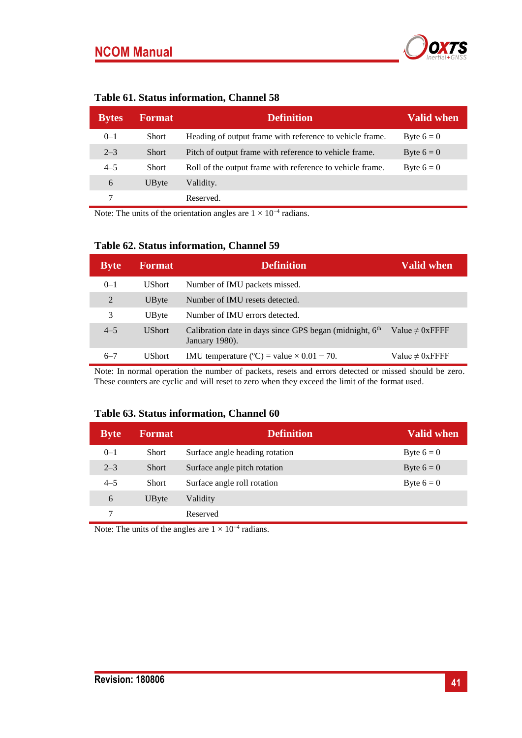**Table 61. Status information, Channel 58**

| Bytes | Format | Definition | Valid when |
|---|---|---|---|
| 0–1 | Short | Heading of output frame with reference to vehicle frame. | Byte 6 = 0 |
| 2–3 | Short | Pitch of output frame with reference to vehicle frame. | Byte 6 = 0 |
| 4–5 | Short | Roll of the output frame with reference to vehicle frame. | Byte 6 = 0 |
| 6 | UByte | Validity. | |
| 7 | | Reserved. | |

Note: The units of the orientation angles are $1 \times 10^{-4}$ radians.

**Table 62. Status information, Channel 59**

| Byte | Format | Definition | Valid when |
|---|---|---|---|
| 0–1 | UShort | Number of IMU packets missed. | |
| 2 | UByte | Number of IMU resets detected. | |
| 3 | UByte | Number of IMU errors detected. | |
| 4–5 | UShort | Calibration date in days since GPS began (midnight, 6th January 1980). | Value ≠ 0xFFFF |
| 6–7 | UShort | IMU temperature (ºC) = value × 0.01 − 70. | Value ≠ 0xFFFF |

Note: In normal operation the number of packets, resets and errors detected or missed should be zero. These counters are cyclic and will reset to zero when they exceed the limit of the format used.

**Table 63. Status information, Channel 60**

| Byte | Format | Definition | Valid when |
|---|---|---|---|
| 0–1 | Short | Surface angle heading rotation | Byte 6 = 0 |
| 2–3 | Short | Surface angle pitch rotation | Byte 6 = 0 |
| 4–5 | Short | Surface angle roll rotation | Byte 6 = 0 |
| 6 | UByte | Validity | |
| 7 | | Reserved | |

Note: The units of the angles are $1 \times 10^{-4}$ radians.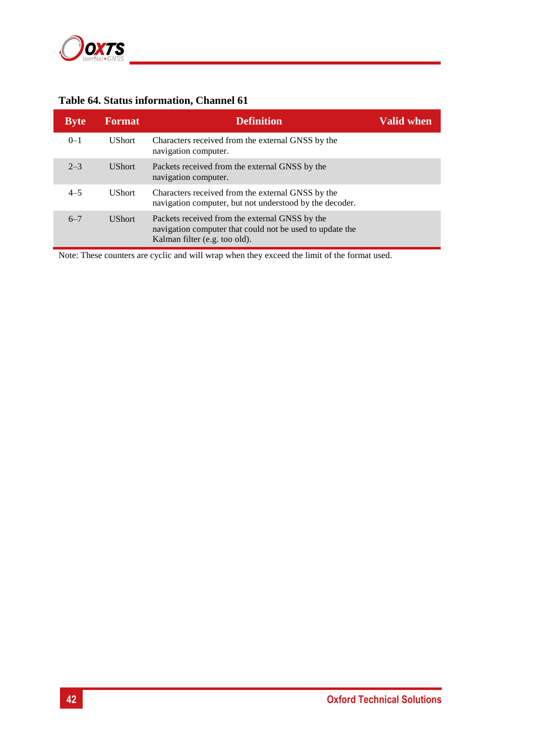**Table 64. Status information, Channel 61**

| Byte | Format | Definition | Valid when |
|---|---|---|---|
| 0–1 | UShort | Characters received from the external GNSS by the navigation computer. | |
| 2–3 | UShort | Packets received from the external GNSS by the navigation computer. | |
| 4–5 | UShort | Characters received from the external GNSS by the navigation computer, but not understood by the decoder. | |
| 6–7 | UShort | Packets received from the external GNSS by the navigation computer that could not be used to update the Kalman filter (e.g. too old). | |

Note: These counters are cyclic and will wrap when they exceed the limit of the format used.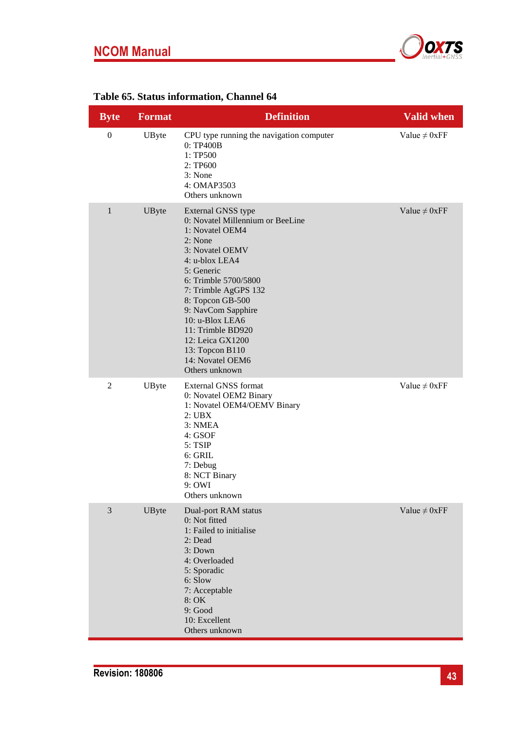**Table 65. Status information, Channel 64**

| Byte | Format | Definition | Valid when |
|---|---|---|---|
| 0 | UByte | CPU type running the navigation computer<br>0: TP400B<br>1: TP500<br>2: TP600<br>3: None<br>4: OMAP3503<br>Others unknown | Value ≠ 0xFF |
| 1 | UByte | External GNSS type<br>0: Novatel Millennium or BeeLine<br>1: Novatel OEM4<br>2: None<br>3: Novatel OEMV<br>4: u-blox LEA4<br>5: Generic<br>6: Trimble 5700/5800<br>7: Trimble AgGPS 132<br>8: Topcon GB-500<br>9: NavCom Sapphire<br>10: u-Blox LEA6<br>11: Trimble BD920<br>12: Leica GX1200<br>13: Topcon B110<br>14: Novatel OEM6<br>Others unknown | Value ≠ 0xFF |
| 2 | UByte | External GNSS format<br>0: Novatel OEM2 Binary<br>1: Novatel OEM4/OEMV Binary<br>2: UBX<br>3: NMEA<br>4: GSOF<br>5: TSIP<br>6: GRIL<br>7: Debug<br>8: NCT Binary<br>9: OWI<br>Others unknown | Value ≠ 0xFF |
| 3 | UByte | Dual-port RAM status<br>0: Not fitted<br>1: Failed to initialise<br>2: Dead<br>3: Down<br>4: Overloaded<br>5: Sporadic<br>6: Slow<br>7: Acceptable<br>8: OK<br>9: Good<br>10: Excellent<br>Others unknown | Value ≠ 0xFF |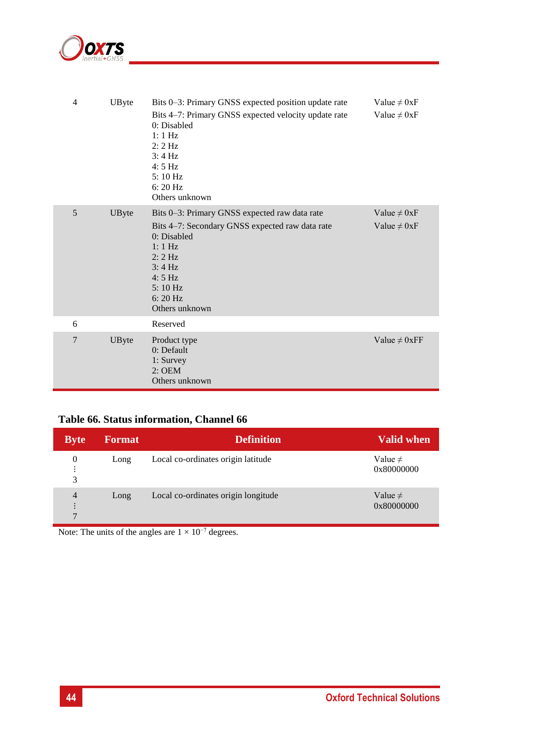| Byte | Format | Definition | Valid when |
|---|---|---|---|
| 4 | UByte | Bits 0–3: Primary GNSS expected position update rate<br>Bits 4–7: Primary GNSS expected velocity update rate<br>0: Disabled<br>1: 1 Hz<br>2: 2 Hz<br>3: 4 Hz<br>4: 5 Hz<br>5: 10 Hz<br>6: 20 Hz<br>Others unknown | Value ≠ 0xF<br>Value ≠ 0xF |
| 5 | UByte | Bits 0–3: Primary GNSS expected raw data rate<br>Bits 4–7: Secondary GNSS expected raw data rate<br>0: Disabled<br>1: 1 Hz<br>2: 2 Hz<br>3: 4 Hz<br>4: 5 Hz<br>5: 10 Hz<br>6: 20 Hz<br>Others unknown | Value ≠ 0xF<br>Value ≠ 0xF |
| 6 | | Reserved | |
| 7 | UByte | Product type<br>0: Default<br>1: Survey<br>2: OEM<br>Others unknown | Value ≠ 0xFF |

**Table 66. Status information, Channel 66**

| Byte | Format | Definition | Valid when |
|---|---|---|---|
| 0 ⋮ 3 | Long | Local co-ordinates origin latitude | Value ≠ 0x80000000 |
| 4 ⋮ 7 | Long | Local co-ordinates origin longitude | Value ≠ 0x80000000 |

Note: The units of the angles are $1 \times 10^{-7}$ degrees.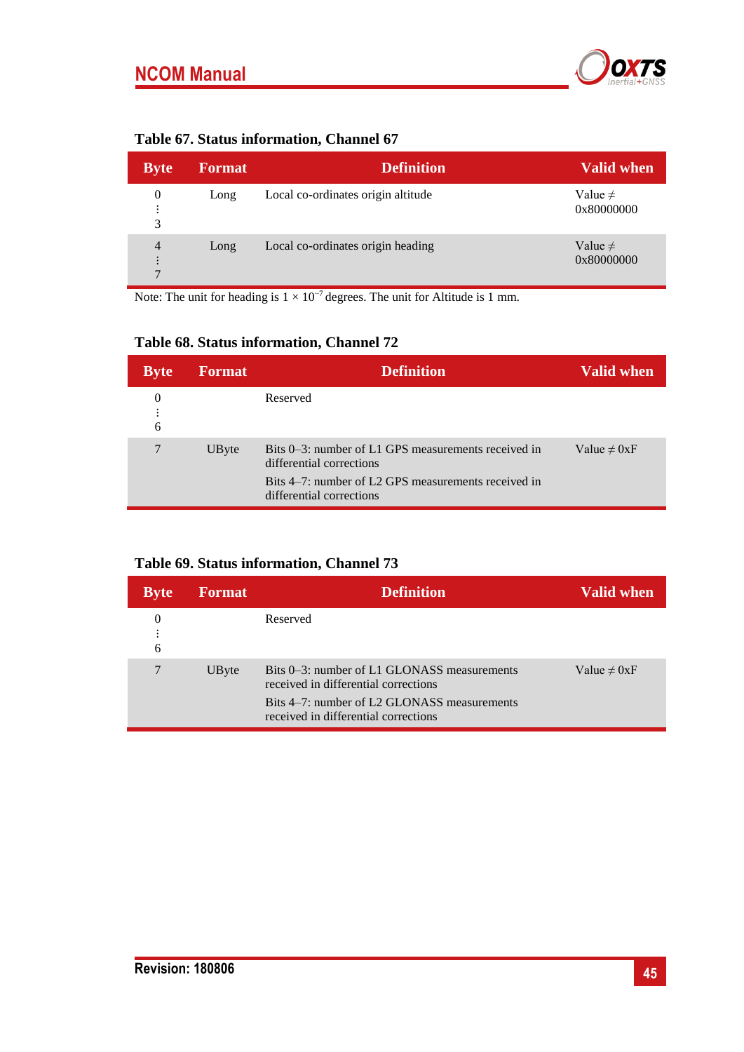**Table 67. Status information, Channel 67**

| Byte | Format | Definition | Valid when |
|---|---|---|---|
| 0<br>⋮<br>3 | Long | Local co-ordinates origin altitude | Value ≠ 0x80000000 |
| 4<br>⋮<br>7 | Long | Local co-ordinates origin heading | Value ≠ 0x80000000 |

Note: The unit for heading is $1 \times 10^{-7}$ degrees. The unit for Altitude is 1 mm.

**Table 68. Status information, Channel 72**

| Byte | Format | Definition | Valid when |
|---|---|---|---|
| 0<br>⋮<br>6 | | Reserved | |
| 7 | UByte | Bits 0–3: number of L1 GPS measurements received in differential corrections<br>Bits 4–7: number of L2 GPS measurements received in differential corrections | Value ≠ 0xF |

**Table 69. Status information, Channel 73**

| Byte | Format | Definition | Valid when |
|---|---|---|---|
| 0<br>⋮<br>6 | | Reserved | |
| 7 | UByte | Bits 0–3: number of L1 GLONASS measurements received in differential corrections<br>Bits 4–7: number of L2 GLONASS measurements received in differential corrections | Value ≠ 0xF |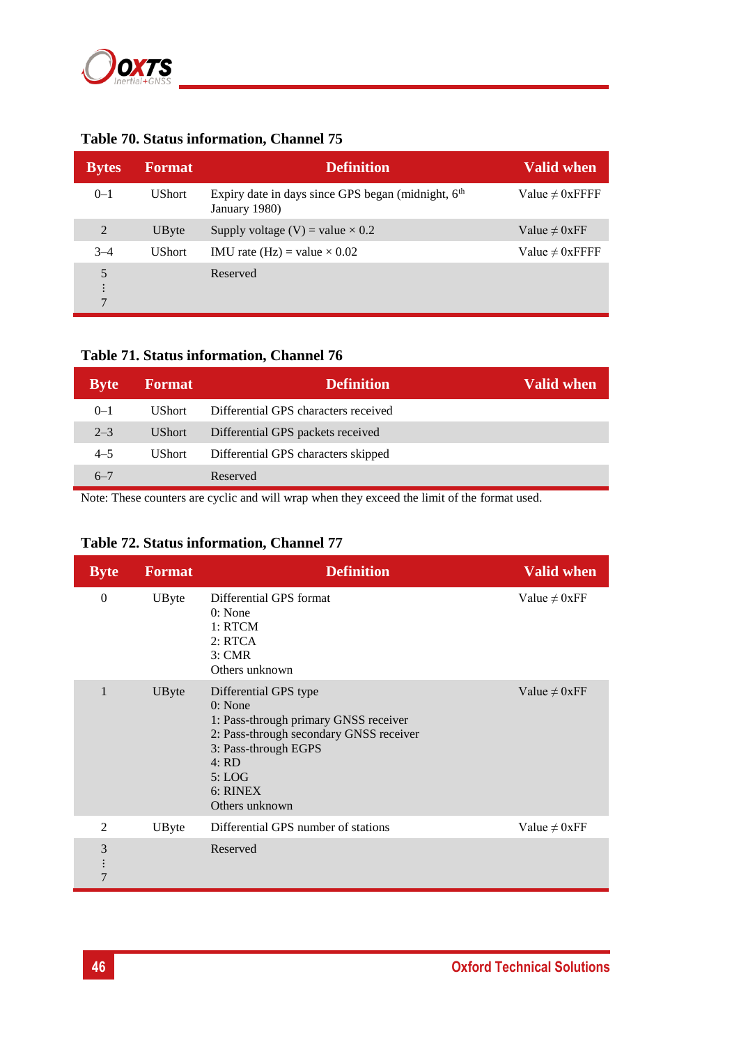**Table 70. Status information, Channel 75**

| Bytes | Format | Definition | Valid when |
|---|---|---|---|
| 0–1 | UShort | Expiry date in days since GPS began (midnight, 6th January 1980) | Value ≠ 0xFFFF |
| 2 | UByte | Supply voltage (V) = value × 0.2 | Value ≠ 0xFF |
| 3–4 | UShort | IMU rate (Hz) = value × 0.02 | Value ≠ 0xFFFF |
| 5 ⋮ 7 | | Reserved | |

**Table 71. Status information, Channel 76**

| Byte | Format | Definition | Valid when |
|---|---|---|---|
| 0–1 | UShort | Differential GPS characters received | |
| 2–3 | UShort | Differential GPS packets received | |
| 4–5 | UShort | Differential GPS characters skipped | |
| 6–7 | | Reserved | |

Note: These counters are cyclic and will wrap when they exceed the limit of the format used.

**Table 72. Status information, Channel 77**

| Byte | Format | Definition | Valid when |
|---|---|---|---|
| 0 | UByte | Differential GPS format<br>0: None<br>1: RTCM<br>2: RTCA<br>3: CMR<br>Others unknown | Value ≠ 0xFF |
| 1 | UByte | Differential GPS type<br>0: None<br>1: Pass-through primary GNSS receiver<br>2: Pass-through secondary GNSS receiver<br>3: Pass-through EGPS<br>4: RD<br>5: LOG<br>6: RINEX<br>Others unknown | Value ≠ 0xFF |
| 2 | UByte | Differential GPS number of stations | Value ≠ 0xFF |
| 3 ⋮ 7 | | Reserved | |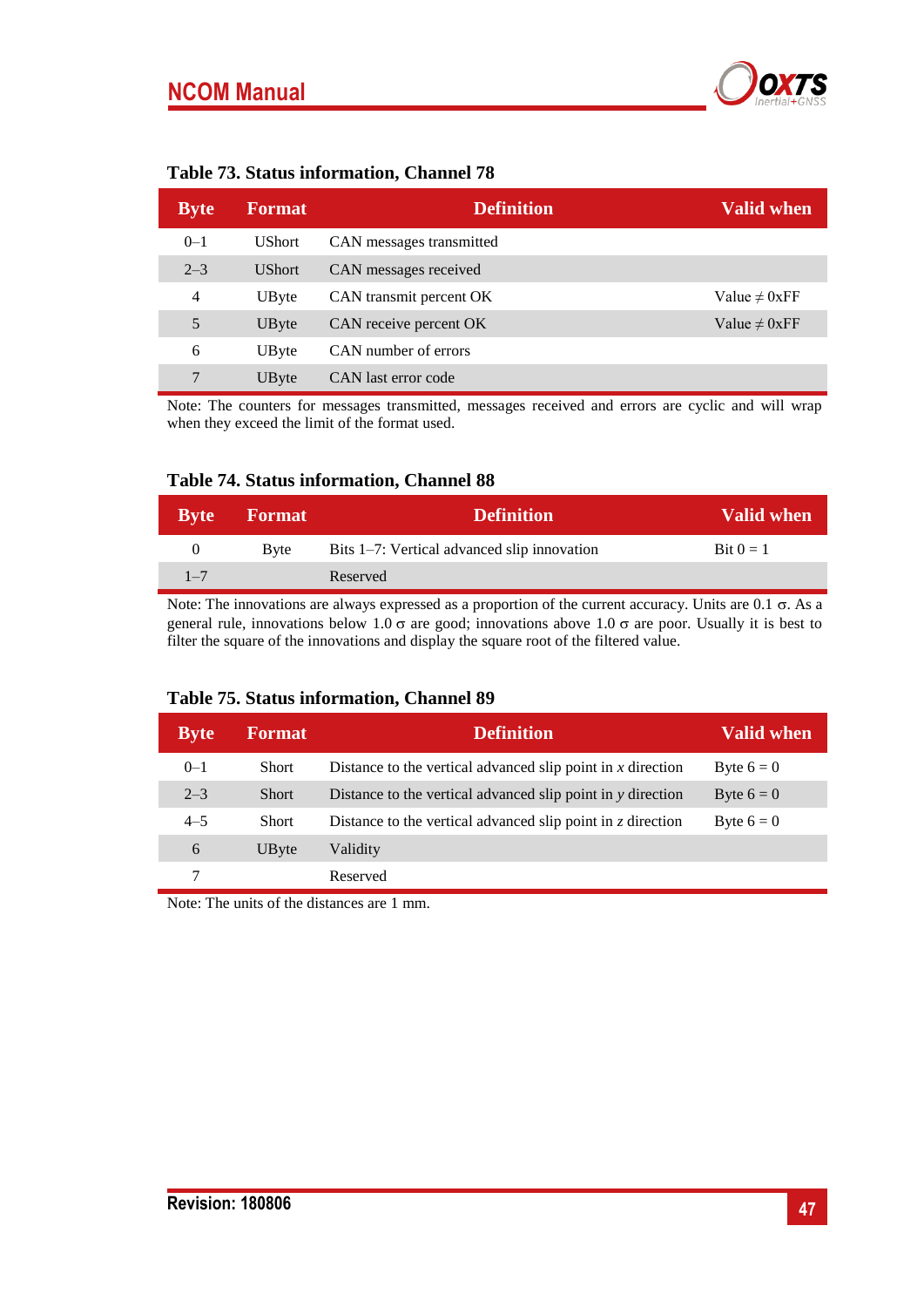**Table 73. Status information, Channel 78**

| Byte | Format | Definition | Valid when |
|---|---|---|---|
| 0–1 | UShort | CAN messages transmitted | |
| 2–3 | UShort | CAN messages received | |
| 4 | UByte | CAN transmit percent OK | Value ≠ 0xFF |
| 5 | UByte | CAN receive percent OK | Value ≠ 0xFF |
| 6 | UByte | CAN number of errors | |
| 7 | UByte | CAN last error code | |

Note: The counters for messages transmitted, messages received and errors are cyclic and will wrap when they exceed the limit of the format used.

**Table 74. Status information, Channel 88**

| Byte | Format | Definition | Valid when |
|---|---|---|---|
| 0 | Byte | Bits 1–7: Vertical advanced slip innovation | Bit 0 = 1 |
| 1–7 | | Reserved | |

Note: The innovations are always expressed as a proportion of the current accuracy. Units are 0.1 σ. As a general rule, innovations below 1.0 σ are good; innovations above 1.0 σ are poor. Usually it is best to filter the square of the innovations and display the square root of the filtered value.

**Table 75. Status information, Channel 89**

| Byte | Format | Definition | Valid when |
|---|---|---|---|
| 0–1 | Short | Distance to the vertical advanced slip point in $x$ direction | Byte 6 = 0 |
| 2–3 | Short | Distance to the vertical advanced slip point in $y$ direction | Byte 6 = 0 |
| 4–5 | Short | Distance to the vertical advanced slip point in $z$ direction | Byte 6 = 0 |
| 6 | UByte | Validity | |
| 7 | | Reserved | |

Note: The units of the distances are 1 mm.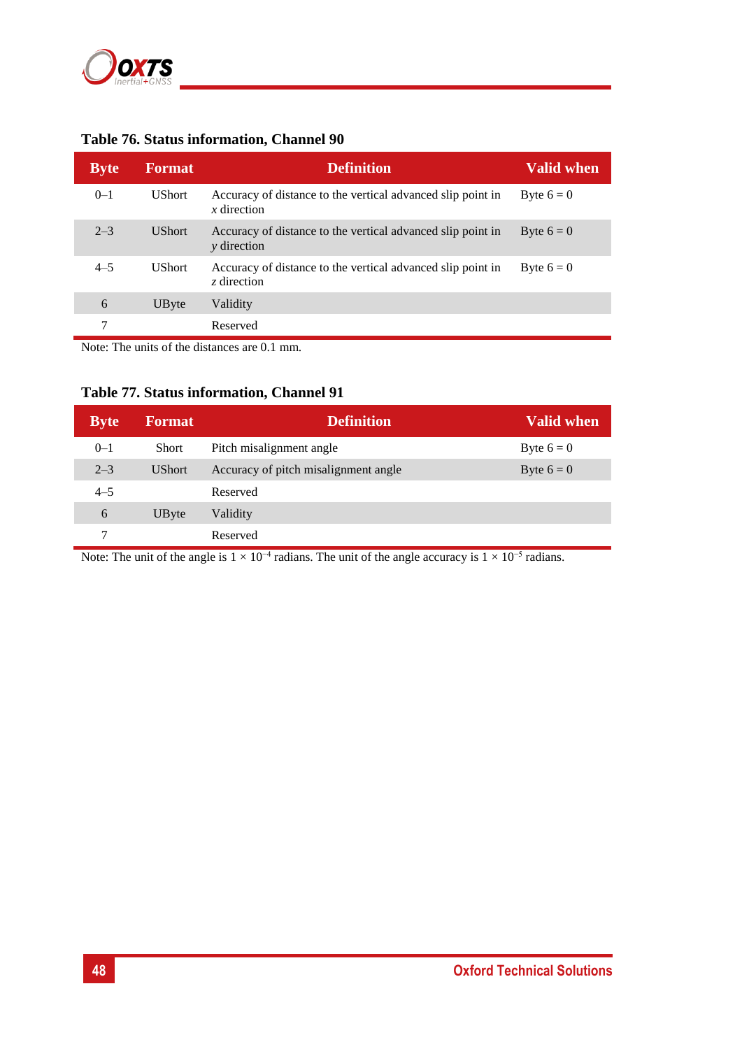**Table 76. Status information, Channel 90**

| Byte | Format | Definition | Valid when |
|---|---|---|---|
| 0–1 | UShort | Accuracy of distance to the vertical advanced slip point in *x* direction | Byte 6 = 0 |
| 2–3 | UShort | Accuracy of distance to the vertical advanced slip point in *y* direction | Byte 6 = 0 |
| 4–5 | UShort | Accuracy of distance to the vertical advanced slip point in *z* direction | Byte 6 = 0 |
| 6 | UByte | Validity | |
| 7 | | Reserved | |

Note: The units of the distances are 0.1 mm.

**Table 77. Status information, Channel 91**

| Byte | Format | Definition | Valid when |
|---|---|---|---|
| 0–1 | Short | Pitch misalignment angle | Byte 6 = 0 |
| 2–3 | UShort | Accuracy of pitch misalignment angle | Byte 6 = 0 |
| 4–5 | | Reserved | |
| 6 | UByte | Validity | |
| 7 | | Reserved | |

Note: The unit of the angle is $1 \times 10^{-4}$ radians. The unit of the angle accuracy is $1 \times 10^{-5}$ radians.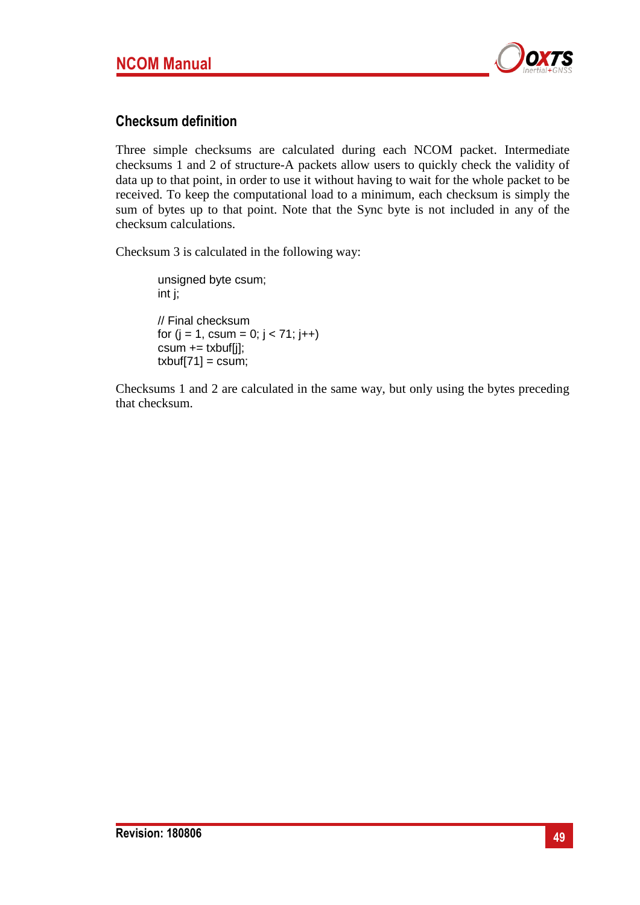## Checksum definition

Three simple checksums are calculated during each NCOM packet. Intermediate checksums 1 and 2 of structure-A packets allow users to quickly check the validity of data up to that point, in order to use it without having to wait for the whole packet to be received. To keep the computational load to a minimum, each checksum is simply the sum of bytes up to that point. Note that the Sync byte is not included in any of the checksum calculations.

Checksum 3 is calculated in the following way:

```
unsigned byte csum;
int j;

// Final checksum
for (j = 1, csum = 0; j < 71; j++)
csum += txbuf[j];
txbuf[71] = csum;
```

Checksums 1 and 2 are calculated in the same way, but only using the bytes preceding that checksum.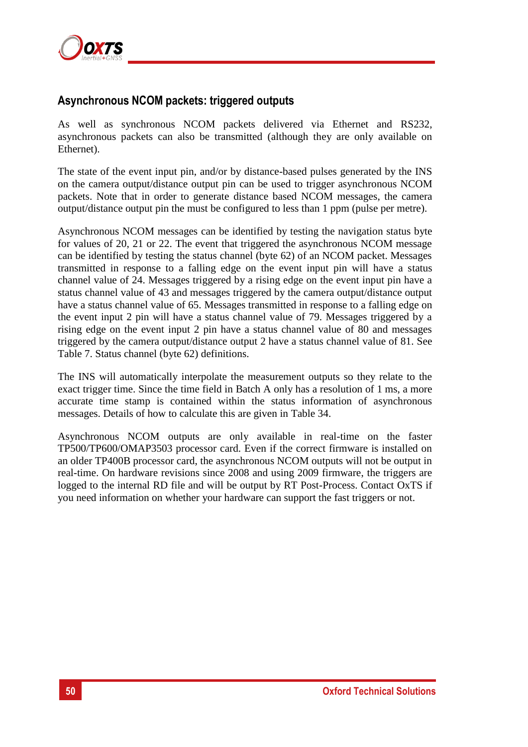## Asynchronous NCOM packets: triggered outputs

As well as synchronous NCOM packets delivered via Ethernet and RS232, asynchronous packets can also be transmitted (although they are only available on Ethernet).

The state of the event input pin, and/or by distance-based pulses generated by the INS on the camera output/distance output pin can be used to trigger asynchronous NCOM packets. Note that in order to generate distance based NCOM messages, the camera output/distance output pin the must be configured to less than 1 ppm (pulse per metre).

Asynchronous NCOM messages can be identified by testing the navigation status byte for values of 20, 21 or 22. The event that triggered the asynchronous NCOM message can be identified by testing the status channel (byte 62) of an NCOM packet. Messages transmitted in response to a falling edge on the event input pin will have a status channel value of 24. Messages triggered by a rising edge on the event input pin have a status channel value of 43 and messages triggered by the camera output/distance output have a status channel value of 65. Messages transmitted in response to a falling edge on the event input 2 pin will have a status channel value of 79. Messages triggered by a rising edge on the event input 2 pin have a status channel value of 80 and messages triggered by the camera output/distance output 2 have a status channel value of 81. See Table 7. Status channel (byte 62) definitions.

The INS will automatically interpolate the measurement outputs so they relate to the exact trigger time. Since the time field in Batch A only has a resolution of 1 ms, a more accurate time stamp is contained within the status information of asynchronous messages. Details of how to calculate this are given in Table 34.

Asynchronous NCOM outputs are only available in real-time on the faster TP500/TP600/OMAP3503 processor card. Even if the correct firmware is installed on an older TP400B processor card, the asynchronous NCOM outputs will not be output in real-time. On hardware revisions since 2008 and using 2009 firmware, the triggers are logged to the internal RD file and will be output by RT Post-Process. Contact OxTS if you need information on whether your hardware can support the fast triggers or not.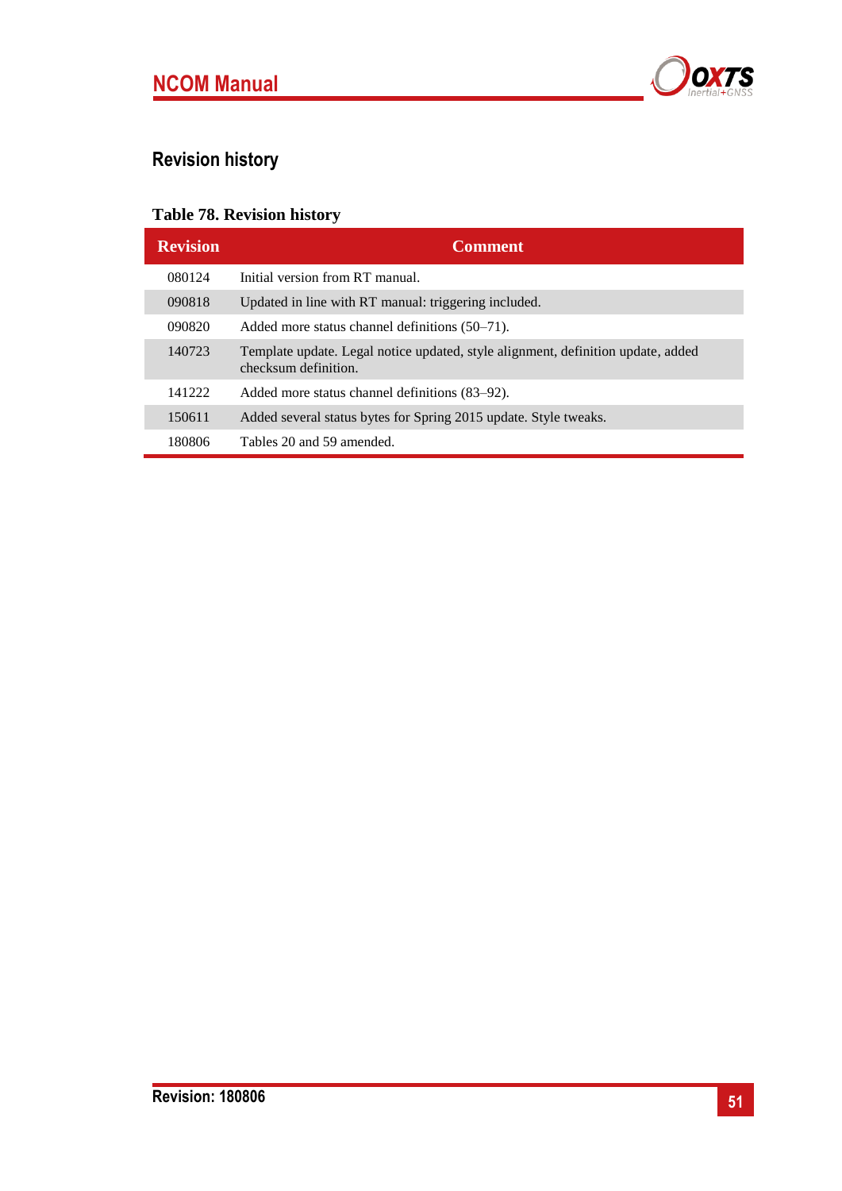## Revision history

**Table 78. Revision history**

| Revision | Comment |
|---|---|
| 080124 | Initial version from RT manual. |
| 090818 | Updated in line with RT manual: triggering included. |
| 090820 | Added more status channel definitions (50–71). |
| 140723 | Template update. Legal notice updated, style alignment, definition update, added checksum definition. |
| 141222 | Added more status channel definitions (83–92). |
| 150611 | Added several status bytes for Spring 2015 update. Style tweaks. |
| 180806 | Tables 20 and 59 amended. |